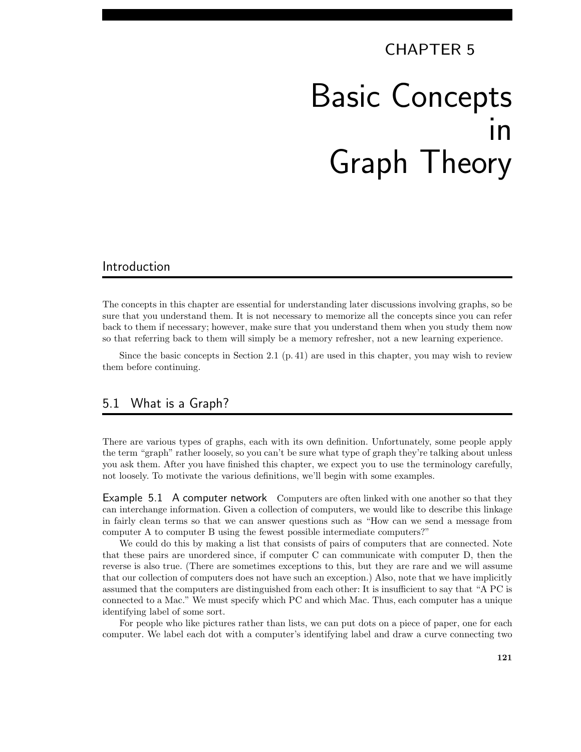# CHAPTER 5

# Basic Concepts in Graph Theory

## Introduction

The concepts in this chapter are essential for understanding later discussions involving graphs, so be sure that you understand them. It is not necessary to memorize all the concepts since you can refer back to them if necessary; however, make sure that you understand them when you study them now so that referring back to them will simply be a memory refresher, not a new learning experience.

Since the basic concepts in Section 2.1 (p. 41) are used in this chapter, you may wish to review them before continuing.

## 5.1 What is a Graph?

There are various types of graphs, each with its own definition. Unfortunately, some people apply the term "graph" rather loosely, so you can't be sure what type of graph they're talking about unless you ask them. After you have finished this chapter, we expect you to use the terminology carefully, not loosely. To motivate the various definitions, we'll begin with some examples.

Example 5.1 A computer network Computers are often linked with one another so that they can interchange information. Given a collection of computers, we would like to describe this linkage in fairly clean terms so that we can answer questions such as "How can we send a message from computer A to computer B using the fewest possible intermediate computers?"

We could do this by making a list that consists of pairs of computers that are connected. Note that these pairs are unordered since, if computer C can communicate with computer D, then the reverse is also true. (There are sometimes exceptions to this, but they are rare and we will assume that our collection of computers does not have such an exception.) Also, note that we have implicitly assumed that the computers are distinguished from each other: It is insufficient to say that "A PC is connected to a Mac." We must specify which PC and which Mac. Thus, each computer has a unique identifying label of some sort.

For people who like pictures rather than lists, we can put dots on a piece of paper, one for each computer. We label each dot with a computer's identifying label and draw a curve connecting two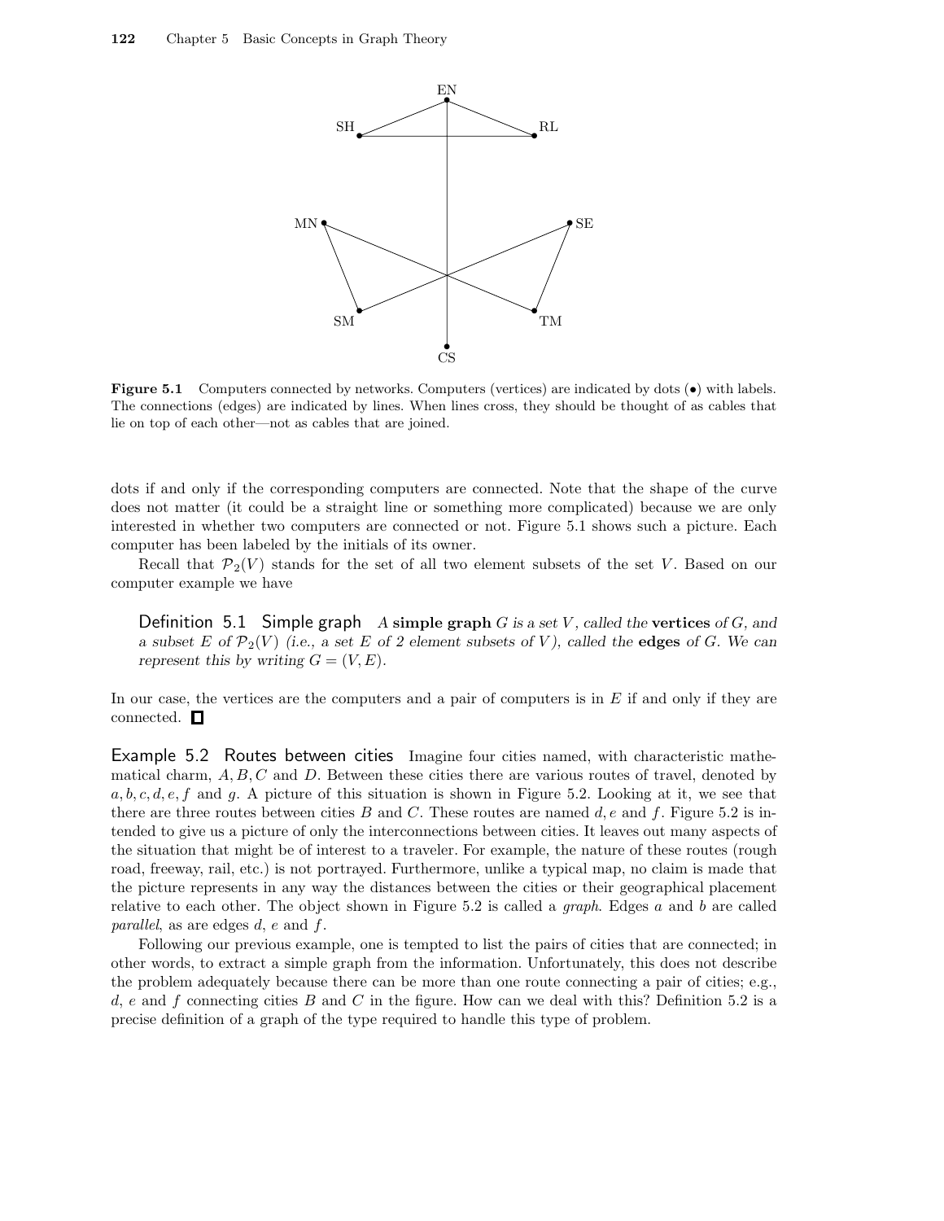EN

SH

RL

MN

SE

SM

TM

CS

**Figure 5.1** Computers connected by networks. Computers (vertices) are indicated by dots (•) with labels. The connections (edges) are indicated by lines. When lines cross, they should be thought of as cables that lie on top of each other—not as cables that are joined.

dots if and only if the corresponding computers are connected. Note that the shape of the curve does not matter (it could be a straight line or something more complicated) because we are only interested in whether two computers are connected or not. Figure 5.1 shows such a picture. Each computer has been labeled by the initials of its owner.

Recall that $\mathcal{P}_2(V)$ stands for the set of all two element subsets of the set $V$. Based on our computer example we have

**Definition 5.1 Simple graph** *A* **simple graph** *$G$ is a set $V$, called the* **vertices** *of $G$, and a subset $E$ of $\mathcal{P}_2(V)$ (i.e., a set $E$ of 2 element subsets of $V$), called the* **edges** *of $G$. We can represent this by writing $G = (V, E)$.*

In our case, the vertices are the computers and a pair of computers is in $E$ if and only if they are connected. □

**Example 5.2 Routes between cities** Imagine four cities named, with characteristic mathematical charm, $A, B, C$ and $D$. Between these cities there are various routes of travel, denoted by $a, b, c, d, e, f$ and $g$. A picture of this situation is shown in Figure 5.2. Looking at it, we see that there are three routes between cities $B$ and $C$. These routes are named $d, e$ and $f$. Figure 5.2 is intended to give us a picture of only the interconnections between cities. It leaves out many aspects of the situation that might be of interest to a traveler. For example, the nature of these routes (rough road, freeway, rail, etc.) is not portrayed. Furthermore, unlike a typical map, no claim is made that the picture represents in any way the distances between the cities or their geographical placement relative to each other. The object shown in Figure 5.2 is called a *graph*. Edges $a$ and $b$ are called *parallel*, as are edges $d$, $e$ and $f$.

Following our previous example, one is tempted to list the pairs of cities that are connected; in other words, to extract a simple graph from the information. Unfortunately, this does not describe the problem adequately because there can be more than one route connecting a pair of cities; e.g., $d$, $e$ and $f$ connecting cities $B$ and $C$ in the figure. How can we deal with this? Definition 5.2 is a precise definition of a graph of the type required to handle this type of problem.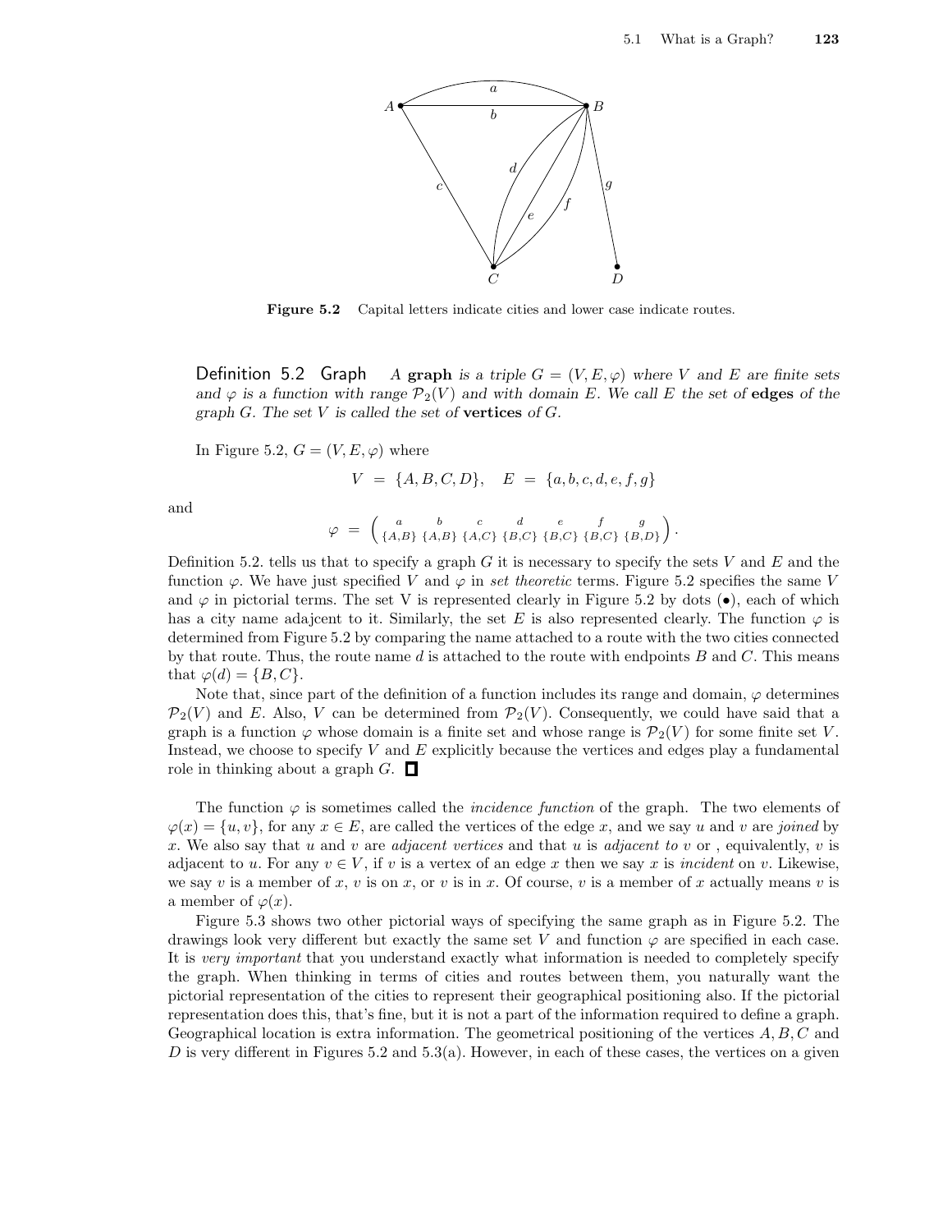A B C D a b c d e f g

**Figure 5.2** Capital letters indicate cities and lower case indicate routes.

**Definition 5.2 Graph** *A* **graph** *is a triple* $G = (V, E, \varphi)$ *where* $V$ *and* $E$ *are finite sets and* $\varphi$ *is a function with range* $\mathcal{P}_2(V)$ *and with domain* $E$*. We call* $E$ *the set of* **edges** *of the graph* $G$*. The set* $V$ *is called the set of* **vertices** *of* $G$*.*

In Figure 5.2, $G = (V, E, \varphi)$ where

$$V = \{A, B, C, D\}, \quad E = \{a, b, c, d, e, f, g\}$$

and

$$\varphi = \begin{pmatrix} a & b & c & d & e & f & g \\ \{A,B\} & \{A,B\} & \{A,C\} & \{B,C\} & \{B,C\} & \{B,C\} & \{B,D\} \end{pmatrix}.$$

Definition 5.2. tells us that to specify a graph $G$ it is necessary to specify the sets $V$ and $E$ and the function $\varphi$. We have just specified $V$ and $\varphi$ in *set theoretic* terms. Figure 5.2 specifies the same $V$ and $\varphi$ in pictorial terms. The set V is represented clearly in Figure 5.2 by dots (•), each of which has a city name adajcent to it. Similarly, the set $E$ is also represented clearly. The function $\varphi$ is determined from Figure 5.2 by comparing the name attached to a route with the two cities connected by that route. Thus, the route name $d$ is attached to the route with endpoints $B$ and $C$. This means that $\varphi(d) = \{B, C\}$.

Note that, since part of the definition of a function includes its range and domain, $\varphi$ determines $\mathcal{P}_2(V)$ and $E$. Also, $V$ can be determined from $\mathcal{P}_2(V)$. Consequently, we could have said that a graph is a function $\varphi$ whose domain is a finite set and whose range is $\mathcal{P}_2(V)$ for some finite set $V$. Instead, we choose to specify $V$ and $E$ explicitly because the vertices and edges play a fundamental role in thinking about a graph $G$. □

The function $\varphi$ is sometimes called the *incidence function* of the graph. The two elements of $\varphi(x) = \{u, v\}$, for any $x \in E$, are called the vertices of the edge $x$, and we say $u$ and $v$ are *joined* by $x$. We also say that $u$ and $v$ are *adjacent vertices* and that $u$ is *adjacent to* $v$ or , equivalently, $v$ is adjacent to $u$. For any $v \in V$, if $v$ is a vertex of an edge $x$ then we say $x$ is *incident* on $v$. Likewise, we say $v$ is a member of $x$, $v$ is on $x$, or $v$ is in $x$. Of course, $v$ is a member of $x$ actually means $v$ is a member of $\varphi(x)$.

Figure 5.3 shows two other pictorial ways of specifying the same graph as in Figure 5.2. The drawings look very different but exactly the same set $V$ and function $\varphi$ are specified in each case. It is *very important* that you understand exactly what information is needed to completely specify the graph. When thinking in terms of cities and routes between them, you naturally want the pictorial representation of the cities to represent their geographical positioning also. If the pictorial representation does this, that's fine, but it is not a part of the information required to define a graph. Geographical location is extra information. The geometrical positioning of the vertices $A, B, C$ and $D$ is very different in Figures 5.2 and 5.3(a). However, in each of these cases, the vertices on a given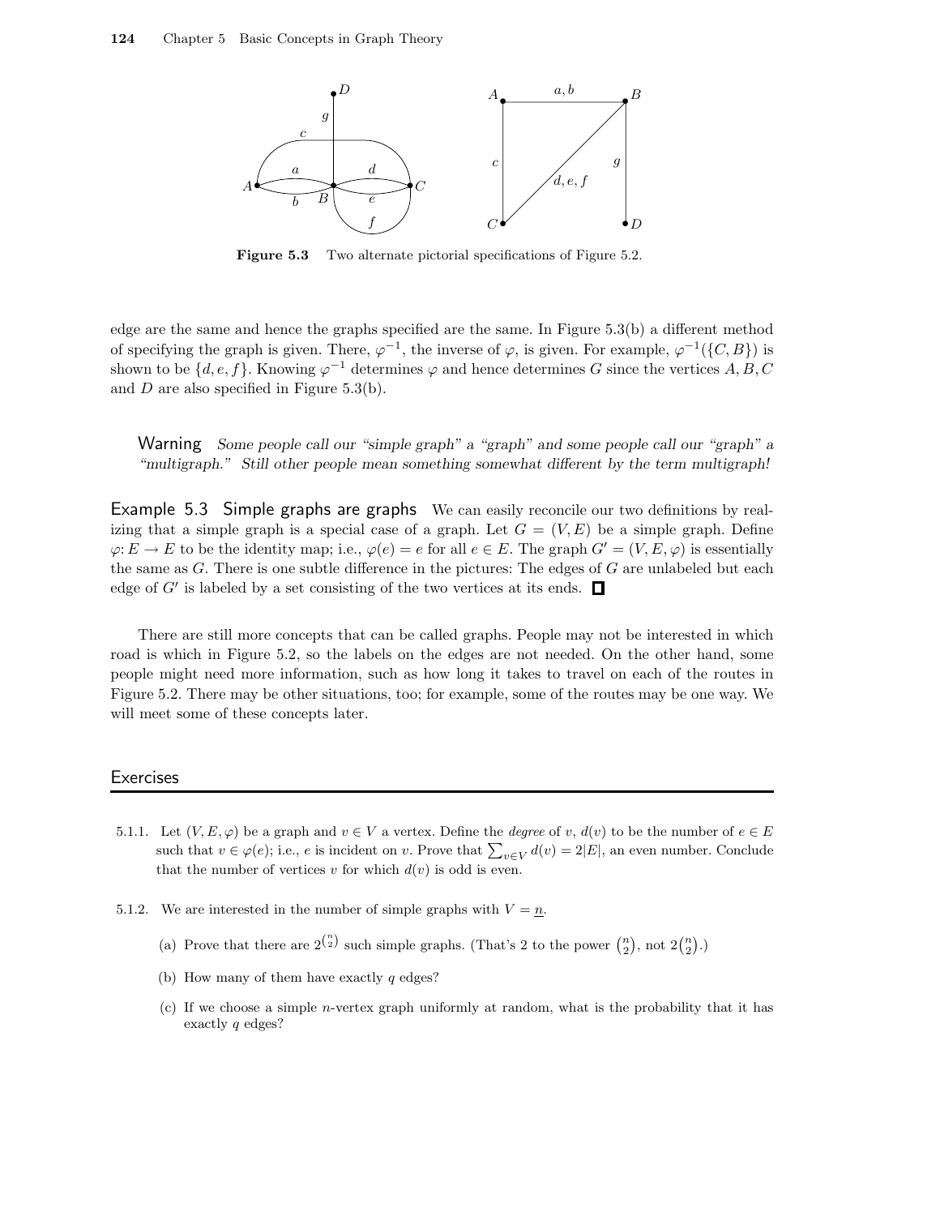D
g
c
a d
A C
b B e
f

A a, b B
c g
d, e, f
C D

**Figure 5.3** Two alternate pictorial specifications of Figure 5.2.

edge are the same and hence the graphs specified are the same. In Figure 5.3(b) a different method of specifying the graph is given. There, $\varphi^{-1}$, the inverse of $\varphi$, is given. For example, $\varphi^{-1}(\{C,B\})$ is shown to be $\{d,e,f\}$. Knowing $\varphi^{-1}$ determines $\varphi$ and hence determines $G$ since the vertices $A, B, C$ and $D$ are also specified in Figure 5.3(b).

Warning *Some people call our "simple graph" a "graph" and some people call our "graph" a "multigraph." Still other people mean something somewhat different by the term multigraph!*

Example 5.3 Simple graphs are graphs We can easily reconcile our two definitions by realizing that a simple graph is a special case of a graph. Let $G = (V, E)$ be a simple graph. Define $\varphi\colon E \to E$ to be the identity map; i.e., $\varphi(e) = e$ for all $e \in E$. The graph $G' = (V, E, \varphi)$ is essentially the same as $G$. There is one subtle difference in the pictures: The edges of $G$ are unlabeled but each edge of $G'$ is labeled by a set consisting of the two vertices at its ends. □

There are still more concepts that can be called graphs. People may not be interested in which road is which in Figure 5.2, so the labels on the edges are not needed. On the other hand, some people might need more information, such as how long it takes to travel on each of the routes in Figure 5.2. There may be other situations, too; for example, some of the routes may be one way. We will meet some of these concepts later.

## Exercises

5.1.1. Let $(V, E, \varphi)$ be a graph and $v \in V$ a vertex. Define the *degree* of $v$, $d(v)$ to be the number of $e \in E$ such that $v \in \varphi(e)$; i.e., $e$ is incident on $v$. Prove that $\sum_{v \in V} d(v) = 2|E|$, an even number. Conclude that the number of vertices $v$ for which $d(v)$ is odd is even.

5.1.2. We are interested in the number of simple graphs with $V = \underline{n}$.

(a) Prove that there are $2^{\binom{n}{2}}$ such simple graphs. (That's 2 to the power $\binom{n}{2}$, not $2\binom{n}{2}$.)

(b) How many of them have exactly $q$ edges?

(c) If we choose a simple $n$-vertex graph uniformly at random, what is the probability that it has exactly $q$ edges?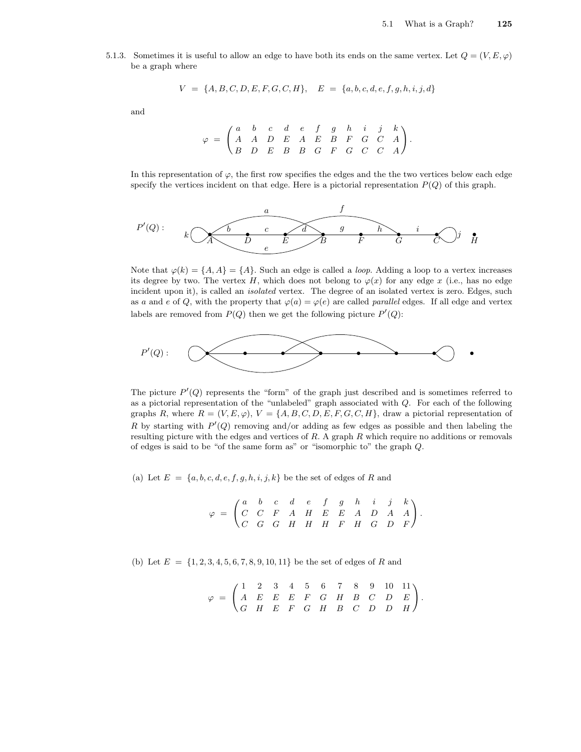5.1.3. Sometimes it is useful to allow an edge to have both its ends on the same vertex. Let $Q = (V, E, \varphi)$ be a graph where

$$V = \{A, B, C, D, E, F, G, C, H\}, \quad E = \{a, b, c, d, e, f, g, h, i, j, d\}$$

and

$$\varphi = \begin{pmatrix} a & b & c & d & e & f & g & h & i & j & k \\ A & A & D & E & A & E & B & F & G & C & A \\ B & D & E & B & B & G & F & G & C & C & A \end{pmatrix}.$$

In this representation of $\varphi$, the first row specifies the edges and the the two vertices below each edge specify the vertices incident on that edge. Here is a pictorial representation $P(Q)$ of this graph.

$P'(Q)$ :

a f
k b c d g h i j
A D E B F G C H
e

Note that $\varphi(k) = \{A, A\} = \{A\}$. Such an edge is called a *loop*. Adding a loop to a vertex increases its degree by two. The vertex $H$, which does not belong to $\varphi(x)$ for any edge $x$ (i.e., has no edge incident upon it), is called an *isolated* vertex. The degree of an isolated vertex is zero. Edges, such as $a$ and $e$ of $Q$, with the property that $\varphi(a) = \varphi(e)$ are called *parallel* edges. If all edge and vertex labels are removed from $P(Q)$ then we get the following picture $P'(Q)$:

$P'(Q)$ :

The picture $P'(Q)$ represents the "form" of the graph just described and is sometimes referred to as a pictorial representation of the "unlabeled" graph associated with $Q$. For each of the following graphs $R$, where $R = (V, E, \varphi)$, $V = \{A, B, C, D, E, F, G, C, H\}$, draw a pictorial representation of $R$ by starting with $P'(Q)$ removing and/or adding as few edges as possible and then labeling the resulting picture with the edges and vertices of $R$. A graph $R$ which require no additions or removals of edges is said to be "of the same form as" or "isomorphic to" the graph $Q$.

(a) Let $E = \{a, b, c, d, e, f, g, h, i, j, k\}$ be the set of edges of $R$ and

$$\varphi = \begin{pmatrix} a & b & c & d & e & f & g & h & i & j & k \\ C & C & F & A & H & E & E & A & D & A & A \\ C & G & G & H & H & H & F & H & G & D & F \end{pmatrix}.$$

(b) Let $E = \{1, 2, 3, 4, 5, 6, 7, 8, 9, 10, 11\}$ be the set of edges of $R$ and

$$\varphi = \begin{pmatrix} 1 & 2 & 3 & 4 & 5 & 6 & 7 & 8 & 9 & 10 & 11 \\ A & E & E & E & F & G & H & B & C & D & E \\ G & H & E & F & G & H & B & C & D & D & H \end{pmatrix}.$$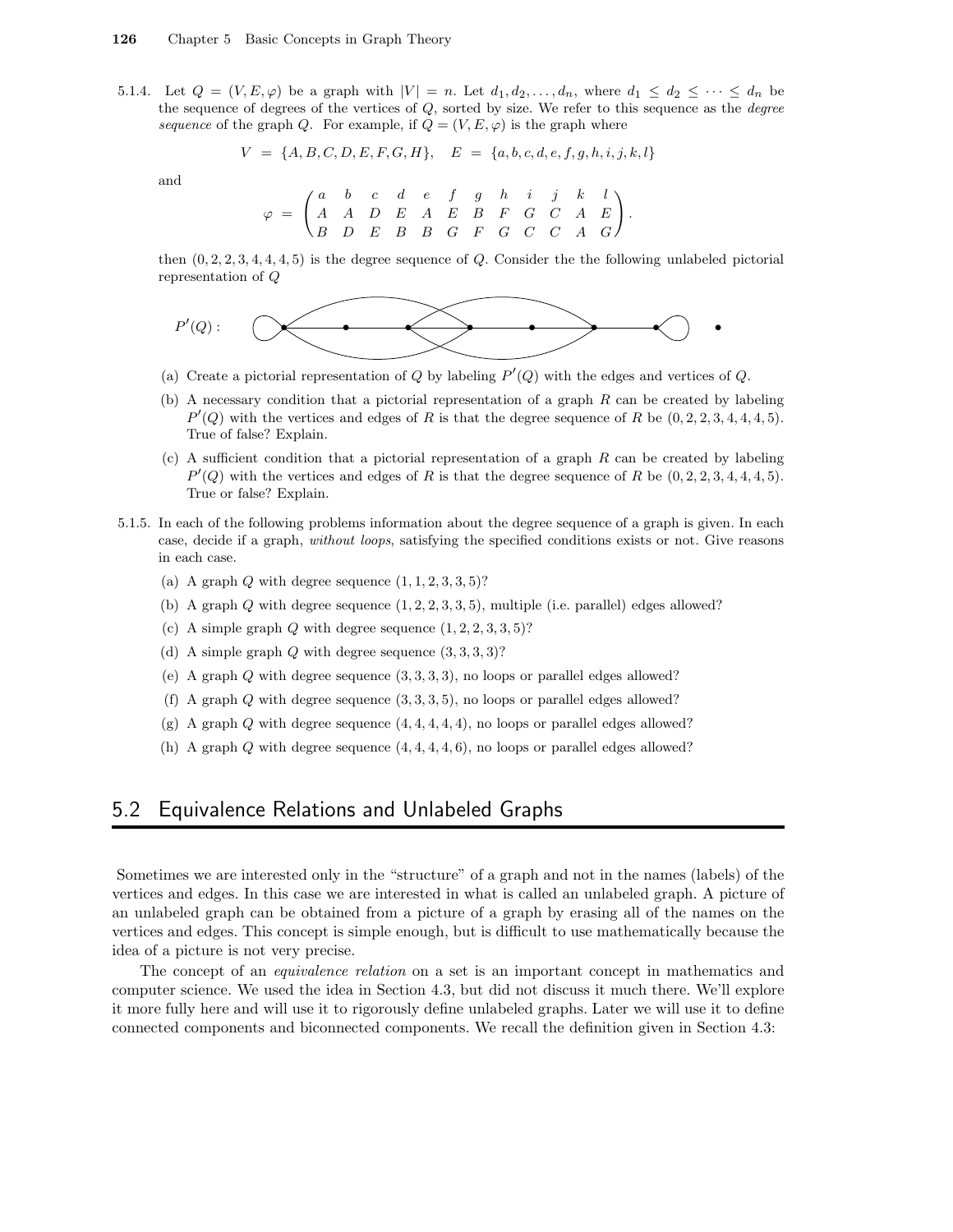5.1.4. Let $Q = (V, E, \varphi)$ be a graph with $|V| = n$. Let $d_1, d_2, \ldots, d_n$, where $d_1 \leq d_2 \leq \cdots \leq d_n$ be the sequence of degrees of the vertices of $Q$, sorted by size. We refer to this sequence as the *degree sequence* of the graph $Q$. For example, if $Q = (V, E, \varphi)$ is the graph where

$$V = \{A, B, C, D, E, F, G, H\}, \quad E = \{a, b, c, d, e, f, g, h, i, j, k, l\}$$

and

$$\varphi = \begin{pmatrix} a & b & c & d & e & f & g & h & i & j & k & l \\ A & A & D & E & A & E & B & F & G & C & A & E \\ B & D & E & B & B & G & F & G & C & C & A & G \end{pmatrix}.$$

then $(0, 2, 2, 3, 4, 4, 4, 5)$ is the degree sequence of $Q$. Consider the the following unlabeled pictorial representation of $Q$

$P'(Q)$ :

(a) Create a pictorial representation of $Q$ by labeling $P'(Q)$ with the edges and vertices of $Q$.

(b) A necessary condition that a pictorial representation of a graph $R$ can be created by labeling $P'(Q)$ with the vertices and edges of $R$ is that the degree sequence of $R$ be $(0, 2, 2, 3, 4, 4, 4, 5)$. True of false? Explain.

(c) A sufficient condition that a pictorial representation of a graph $R$ can be created by labeling $P'(Q)$ with the vertices and edges of $R$ is that the degree sequence of $R$ be $(0, 2, 2, 3, 4, 4, 4, 5)$. True or false? Explain.

5.1.5. In each of the following problems information about the degree sequence of a graph is given. In each case, decide if a graph, *without loops*, satisfying the specified conditions exists or not. Give reasons in each case.

(a) A graph $Q$ with degree sequence $(1, 1, 2, 3, 3, 5)$?

(b) A graph $Q$ with degree sequence $(1, 2, 2, 3, 3, 5)$, multiple (i.e. parallel) edges allowed?

(c) A simple graph $Q$ with degree sequence $(1, 2, 2, 3, 3, 5)$?

(d) A simple graph $Q$ with degree sequence $(3, 3, 3, 3)$?

(e) A graph $Q$ with degree sequence $(3, 3, 3, 3)$, no loops or parallel edges allowed?

(f) A graph $Q$ with degree sequence $(3, 3, 3, 5)$, no loops or parallel edges allowed?

(g) A graph $Q$ with degree sequence $(4, 4, 4, 4, 4)$, no loops or parallel edges allowed?

(h) A graph $Q$ with degree sequence $(4, 4, 4, 4, 6)$, no loops or parallel edges allowed?

## 5.2 Equivalence Relations and Unlabeled Graphs

Sometimes we are interested only in the "structure" of a graph and not in the names (labels) of the vertices and edges. In this case we are interested in what is called an unlabeled graph. A picture of an unlabeled graph can be obtained from a picture of a graph by erasing all of the names on the vertices and edges. This concept is simple enough, but is difficult to use mathematically because the idea of a picture is not very precise.

The concept of an *equivalence relation* on a set is an important concept in mathematics and computer science. We used the idea in Section 4.3, but did not discuss it much there. We'll explore it more fully here and will use it to rigorously define unlabeled graphs. Later we will use it to define connected components and biconnected components. We recall the definition given in Section 4.3: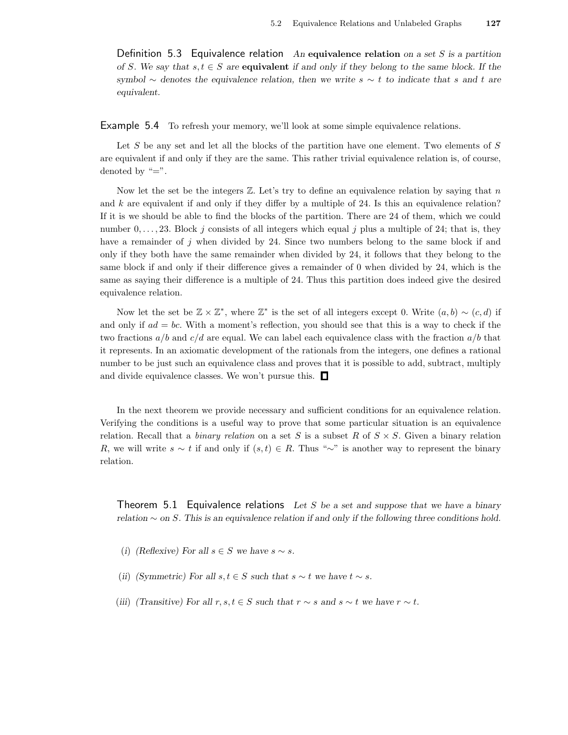**Definition 5.3 Equivalence relation** *An* **equivalence relation** *on a set $S$ is a partition of $S$. We say that $s, t \in S$ are* **equivalent** *if and only if they belong to the same block. If the symbol $\sim$ denotes the equivalence relation, then we write $s \sim t$ to indicate that $s$ and $t$ are equivalent.*

**Example 5.4** To refresh your memory, we'll look at some simple equivalence relations.

Let $S$ be any set and let all the blocks of the partition have one element. Two elements of $S$ are equivalent if and only if they are the same. This rather trivial equivalence relation is, of course, denoted by "$=$".

Now let the set be the integers $\mathbb{Z}$. Let's try to define an equivalence relation by saying that $n$ and $k$ are equivalent if and only if they differ by a multiple of 24. Is this an equivalence relation? If it is we should be able to find the blocks of the partition. There are 24 of them, which we could number $0, \ldots, 23$. Block $j$ consists of all integers which equal $j$ plus a multiple of 24; that is, they have a remainder of $j$ when divided by 24. Since two numbers belong to the same block if and only if they both have the same remainder when divided by 24, it follows that they belong to the same block if and only if their difference gives a remainder of 0 when divided by 24, which is the same as saying their difference is a multiple of 24. Thus this partition does indeed give the desired equivalence relation.

Now let the set be $\mathbb{Z} \times \mathbb{Z}^*$, where $\mathbb{Z}^*$ is the set of all integers except 0. Write $(a, b) \sim (c, d)$ if and only if $ad = bc$. With a moment's reflection, you should see that this is a way to check if the two fractions $a/b$ and $c/d$ are equal. We can label each equivalence class with the fraction $a/b$ that it represents. In an axiomatic development of the rationals from the integers, one defines a rational number to be just such an equivalence class and proves that it is possible to add, subtract, multiply and divide equivalence classes. We won't pursue this. ☐

In the next theorem we provide necessary and sufficient conditions for an equivalence relation. Verifying the conditions is a useful way to prove that some particular situation is an equivalence relation. Recall that a *binary relation* on a set $S$ is a subset $R$ of $S \times S$. Given a binary relation $R$, we will write $s \sim t$ if and only if $(s, t) \in R$. Thus "$\sim$" is another way to represent the binary relation.

**Theorem 5.1 Equivalence relations** *Let $S$ be a set and suppose that we have a binary relation $\sim$ on $S$. This is an equivalence relation if and only if the following three conditions hold.*

(i) *(Reflexive) For all $s \in S$ we have $s \sim s$.*

(ii) *(Symmetric) For all $s, t \in S$ such that $s \sim t$ we have $t \sim s$.*

(iii) *(Transitive) For all $r, s, t \in S$ such that $r \sim s$ and $s \sim t$ we have $r \sim t$.*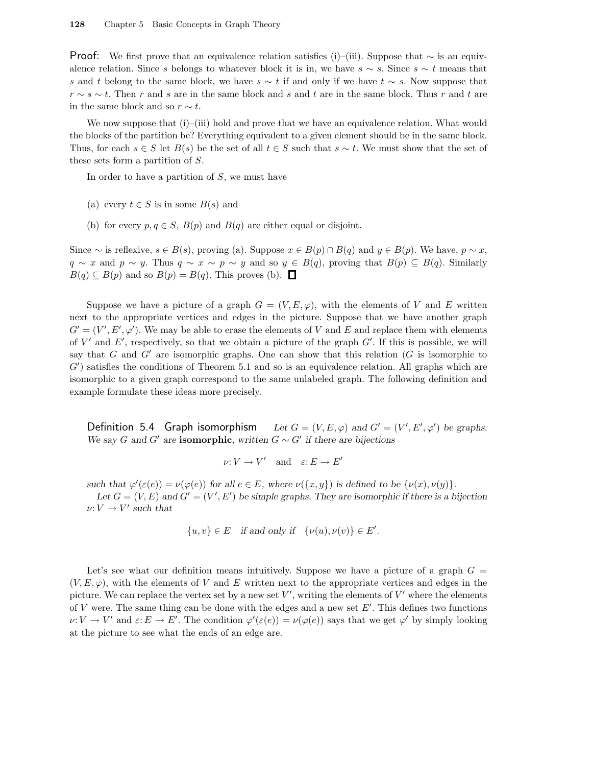**Proof:** We first prove that an equivalence relation satisfies (i)–(iii). Suppose that $\sim$ is an equivalence relation. Since $s$ belongs to whatever block it is in, we have $s \sim s$. Since $s \sim t$ means that $s$ and $t$ belong to the same block, we have $s \sim t$ if and only if we have $t \sim s$. Now suppose that $r \sim s \sim t$. Then $r$ and $s$ are in the same block and $s$ and $t$ are in the same block. Thus $r$ and $t$ are in the same block and so $r \sim t$.

We now suppose that (i)–(iii) hold and prove that we have an equivalence relation. What would the blocks of the partition be? Everything equivalent to a given element should be in the same block. Thus, for each $s \in S$ let $B(s)$ be the set of all $t \in S$ such that $s \sim t$. We must show that the set of these sets form a partition of $S$.

In order to have a partition of $S$, we must have

(a) every $t \in S$ is in some $B(s)$ and

(b) for every $p, q \in S$, $B(p)$ and $B(q)$ are either equal or disjoint.

Since $\sim$ is reflexive, $s \in B(s)$, proving (a). Suppose $x \in B(p) \cap B(q)$ and $y \in B(p)$. We have, $p \sim x$, $q \sim x$ and $p \sim y$. Thus $q \sim x \sim p \sim y$ and so $y \in B(q)$, proving that $B(p) \subseteq B(q)$. Similarly $B(q) \subseteq B(p)$ and so $B(p) = B(q)$. This proves (b). □

Suppose we have a picture of a graph $G = (V, E, \varphi)$, with the elements of $V$ and $E$ written next to the appropriate vertices and edges in the picture. Suppose that we have another graph $G' = (V', E', \varphi')$. We may be able to erase the elements of $V$ and $E$ and replace them with elements of $V'$ and $E'$, respectively, so that we obtain a picture of the graph $G'$. If this is possible, we will say that $G$ and $G'$ are isomorphic graphs. One can show that this relation ($G$ is isomorphic to $G'$) satisfies the conditions of Theorem 5.1 and so is an equivalence relation. All graphs which are isomorphic to a given graph correspond to the same unlabeled graph. The following definition and example formulate these ideas more precisely.

**Definition 5.4 Graph isomorphism** *Let $G = (V, E, \varphi)$ and $G' = (V', E', \varphi')$ be graphs. We say $G$ and $G'$ are* **isomorphic**, *written $G \sim G'$ if there are bijections*

$$\nu : V \to V' \quad \text{and} \quad \varepsilon : E \to E'$$

*such that $\varphi'(\varepsilon(e)) = \nu(\varphi(e))$ for all $e \in E$, where $\nu(\{x, y\})$ is defined to be $\{\nu(x), \nu(y)\}$.*

*Let $G = (V, E)$ and $G' = (V', E')$ be simple graphs. They are isomorphic if there is a bijection $\nu : V \to V'$ such that*

$$\{u, v\} \in E \quad \text{if and only if} \quad \{\nu(u), \nu(v)\} \in E'.$$

Let's see what our definition means intuitively. Suppose we have a picture of a graph $G = (V, E, \varphi)$, with the elements of $V$ and $E$ written next to the appropriate vertices and edges in the picture. We can replace the vertex set by a new set $V'$, writing the elements of $V'$ where the elements of $V$ were. The same thing can be done with the edges and a new set $E'$. This defines two functions $\nu : V \to V'$ and $\varepsilon : E \to E'$. The condition $\varphi'(\varepsilon(e)) = \nu(\varphi(e))$ says that we get $\varphi'$ by simply looking at the picture to see what the ends of an edge are.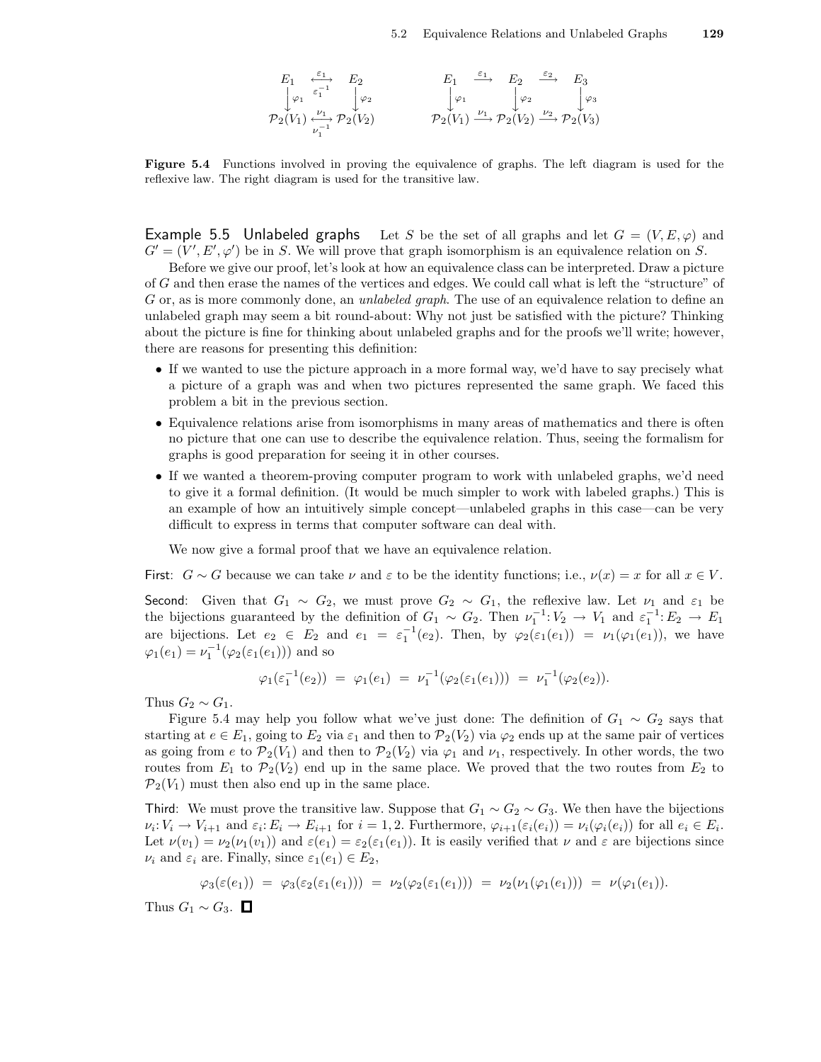$$
\begin{array}{ccc}
E_1 & \overset{\varepsilon_1}{\underset{\varepsilon_1^{-1}}{\longleftrightarrow}} & E_2 \\
\big\downarrow \varphi_1 & & \big\downarrow \varphi_2 \\
\mathcal{P}_2(V_1) & \overset{\nu_1}{\underset{\nu_1^{-1}}{\longleftrightarrow}} & \mathcal{P}_2(V_2)
\end{array}
\qquad\qquad
\begin{array}{ccccc}
E_1 & \xrightarrow{\varepsilon_1} & E_2 & \xrightarrow{\varepsilon_2} & E_3 \\
\big\downarrow \varphi_1 & & \big\downarrow \varphi_2 & & \big\downarrow \varphi_3 \\
\mathcal{P}_2(V_1) & \xrightarrow{\nu_1} & \mathcal{P}_2(V_2) & \xrightarrow{\nu_2} & \mathcal{P}_2(V_3)
\end{array}
$$

**Figure 5.4** Functions involved in proving the equivalence of graphs. The left diagram is used for the reflexive law. The right diagram is used for the transitive law.

**Example 5.5 Unlabeled graphs** Let $S$ be the set of all graphs and let $G = (V, E, \varphi)$ and $G' = (V', E', \varphi')$ be in $S$. We will prove that graph isomorphism is an equivalence relation on $S$.

Before we give our proof, let's look at how an equivalence class can be interpreted. Draw a picture of $G$ and then erase the names of the vertices and edges. We could call what is left the "structure" of $G$ or, as is more commonly done, an *unlabeled graph*. The use of an equivalence relation to define an unlabeled graph may seem a bit round-about: Why not just be satisfied with the picture? Thinking about the picture is fine for thinking about unlabeled graphs and for the proofs we'll write; however, there are reasons for presenting this definition:

- If we wanted to use the picture approach in a more formal way, we'd have to say precisely what a picture of a graph was and when two pictures represented the same graph. We faced this problem a bit in the previous section.
- Equivalence relations arise from isomorphisms in many areas of mathematics and there is often no picture that one can use to describe the equivalence relation. Thus, seeing the formalism for graphs is good preparation for seeing it in other courses.
- If we wanted a theorem-proving computer program to work with unlabeled graphs, we'd need to give it a formal definition. (It would be much simpler to work with labeled graphs.) This is an example of how an intuitively simple concept—unlabeled graphs in this case—can be very difficult to express in terms that computer software can deal with.

We now give a formal proof that we have an equivalence relation.

First: $G \sim G$ because we can take $\nu$ and $\varepsilon$ to be the identity functions; i.e., $\nu(x) = x$ for all $x \in V$.

Second: Given that $G_1 \sim G_2$, we must prove $G_2 \sim G_1$, the reflexive law. Let $\nu_1$ and $\varepsilon_1$ be the bijections guaranteed by the definition of $G_1 \sim G_2$. Then $\nu_1^{-1}\colon V_2 \to V_1$ and $\varepsilon_1^{-1}\colon E_2 \to E_1$ are bijections. Let $e_2 \in E_2$ and $e_1 = \varepsilon_1^{-1}(e_2)$. Then, by $\varphi_2(\varepsilon_1(e_1)) = \nu_1(\varphi_1(e_1))$, we have $\varphi_1(e_1) = \nu_1^{-1}(\varphi_2(\varepsilon_1(e_1)))$ and so

$$\varphi_1(\varepsilon_1^{-1}(e_2)) \;=\; \varphi_1(e_1) \;=\; \nu_1^{-1}(\varphi_2(\varepsilon_1(e_1))) \;=\; \nu_1^{-1}(\varphi_2(e_2)).$$

Thus $G_2 \sim G_1$.

Figure 5.4 may help you follow what we've just done: The definition of $G_1 \sim G_2$ says that starting at $e \in E_1$, going to $E_2$ via $\varepsilon_1$ and then to $\mathcal{P}_2(V_2)$ via $\varphi_2$ ends up at the same pair of vertices as going from $e$ to $\mathcal{P}_2(V_1)$ and then to $\mathcal{P}_2(V_2)$ via $\varphi_1$ and $\nu_1$, respectively. In other words, the two routes from $E_1$ to $\mathcal{P}_2(V_2)$ end up in the same place. We proved that the two routes from $E_2$ to $\mathcal{P}_2(V_1)$ must then also end up in the same place.

Third: We must prove the transitive law. Suppose that $G_1 \sim G_2 \sim G_3$. We then have the bijections $\nu_i\colon V_i \to V_{i+1}$ and $\varepsilon_i\colon E_i \to E_{i+1}$ for $i = 1, 2$. Furthermore, $\varphi_{i+1}(\varepsilon_i(e_i)) = \nu_i(\varphi_i(e_i))$ for all $e_i \in E_i$. Let $\nu(v_1) = \nu_2(\nu_1(v_1))$ and $\varepsilon(e_1) = \varepsilon_2(\varepsilon_1(e_1))$. It is easily verified that $\nu$ and $\varepsilon$ are bijections since $\nu_i$ and $\varepsilon_i$ are. Finally, since $\varepsilon_1(e_1) \in E_2$,

$$\varphi_3(\varepsilon(e_1)) \;=\; \varphi_3(\varepsilon_2(\varepsilon_1(e_1))) \;=\; \nu_2(\varphi_2(\varepsilon_1(e_1))) \;=\; \nu_2(\nu_1(\varphi_1(e_1))) \;=\; \nu(\varphi_1(e_1)).$$

Thus $G_1 \sim G_3$. □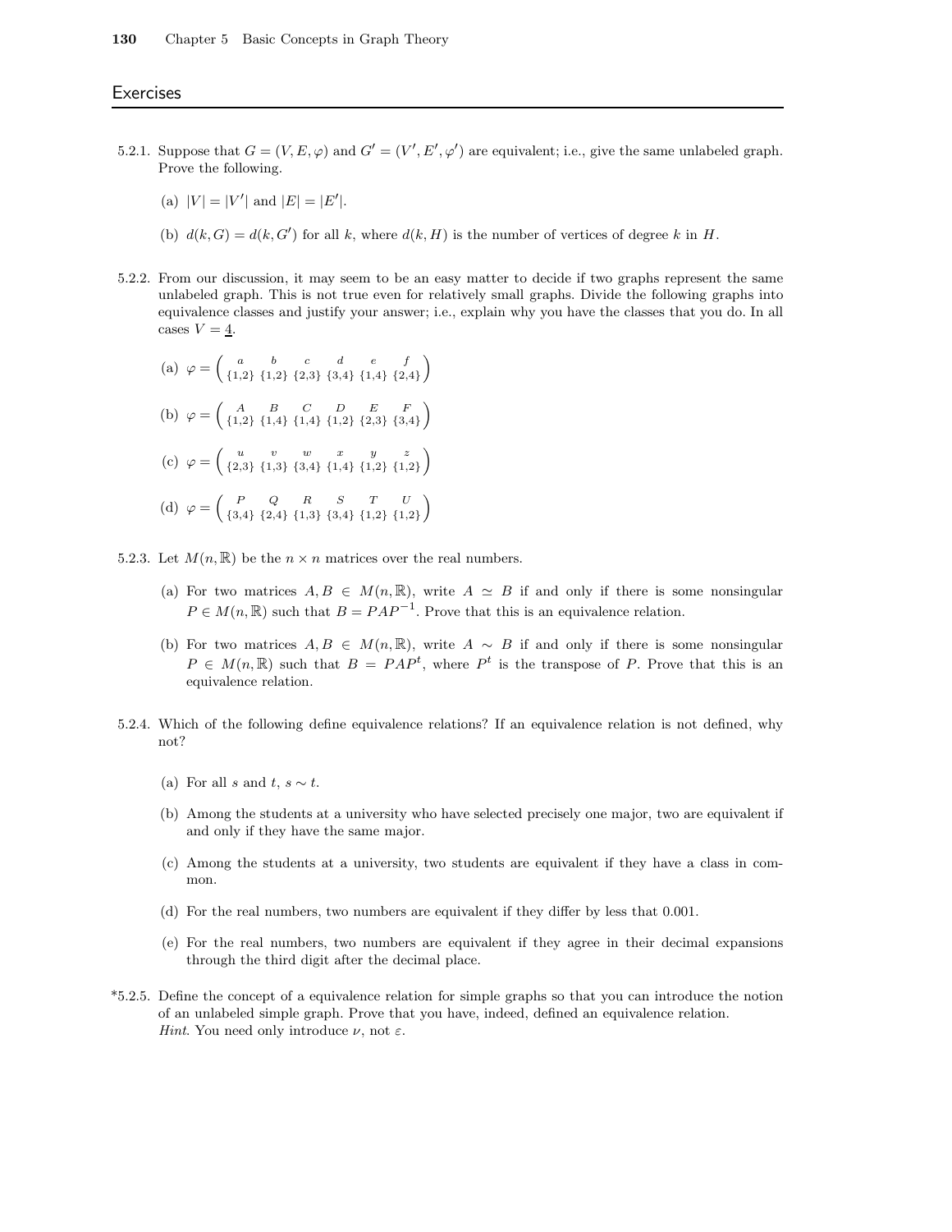## Exercises

5.2.1. Suppose that $G = (V, E, \varphi)$ and $G' = (V', E', \varphi')$ are equivalent; i.e., give the same unlabeled graph. Prove the following.

(a) $|V| = |V'|$ and $|E| = |E'|$.

(b) $d(k, G) = d(k, G')$ for all $k$, where $d(k, H)$ is the number of vertices of degree $k$ in $H$.

5.2.2. From our discussion, it may seem to be an easy matter to decide if two graphs represent the same unlabeled graph. This is not true even for relatively small graphs. Divide the following graphs into equivalence classes and justify your answer; i.e., explain why you have the classes that you do. In all cases $V = \underline{4}$.

(a) $\varphi = \begin{pmatrix} a & b & c & d & e & f \\ \{1,2\} & \{1,2\} & \{2,3\} & \{3,4\} & \{1,4\} & \{2,4\} \end{pmatrix}$

(b) $\varphi = \begin{pmatrix} A & B & C & D & E & F \\ \{1,2\} & \{1,4\} & \{1,4\} & \{1,2\} & \{2,3\} & \{3,4\} \end{pmatrix}$

(c) $\varphi = \begin{pmatrix} u & v & w & x & y & z \\ \{2,3\} & \{1,3\} & \{3,4\} & \{1,4\} & \{1,2\} & \{1,2\} \end{pmatrix}$

(d) $\varphi = \begin{pmatrix} P & Q & R & S & T & U \\ \{3,4\} & \{2,4\} & \{1,3\} & \{3,4\} & \{1,2\} & \{1,2\} \end{pmatrix}$

5.2.3. Let $M(n, \mathbb{R})$ be the $n \times n$ matrices over the real numbers.

(a) For two matrices $A, B \in M(n, \mathbb{R})$, write $A \simeq B$ if and only if there is some nonsingular $P \in M(n, \mathbb{R})$ such that $B = PAP^{-1}$. Prove that this is an equivalence relation.

(b) For two matrices $A, B \in M(n, \mathbb{R})$, write $A \sim B$ if and only if there is some nonsingular $P \in M(n, \mathbb{R})$ such that $B = PAP^t$, where $P^t$ is the transpose of $P$. Prove that this is an equivalence relation.

5.2.4. Which of the following define equivalence relations? If an equivalence relation is not defined, why not?

(a) For all $s$ and $t$, $s \sim t$.

(b) Among the students at a university who have selected precisely one major, two are equivalent if and only if they have the same major.

(c) Among the students at a university, two students are equivalent if they have a class in common.

(d) For the real numbers, two numbers are equivalent if they differ by less that 0.001.

(e) For the real numbers, two numbers are equivalent if they agree in their decimal expansions through the third digit after the decimal place.

*5.2.5. Define the concept of a equivalence relation for simple graphs so that you can introduce the notion of an unlabeled simple graph. Prove that you have, indeed, defined an equivalence relation. *Hint*. You need only introduce $\nu$, not $\varepsilon$.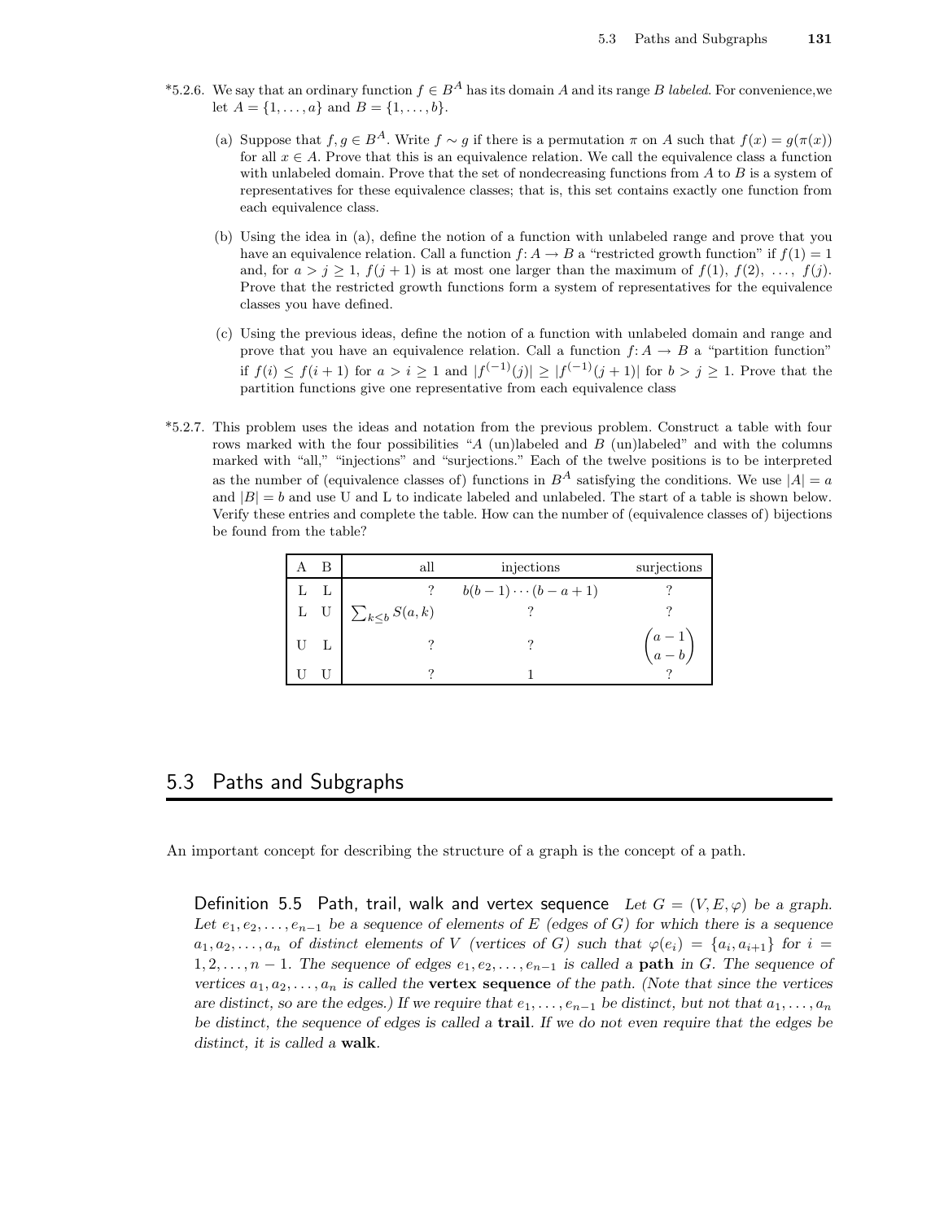*5.2.6. We say that an ordinary function $f \in B^A$ has its domain $A$ and its range $B$ *labeled*. For convenience,we let $A = \{1, \ldots, a\}$ and $B = \{1, \ldots, b\}$.

(a) Suppose that $f, g \in B^A$. Write $f \sim g$ if there is a permutation $\pi$ on $A$ such that $f(x) = g(\pi(x))$ for all $x \in A$. Prove that this is an equivalence relation. We call the equivalence class a function with unlabeled domain. Prove that the set of nondecreasing functions from $A$ to $B$ is a system of representatives for these equivalence classes; that is, this set contains exactly one function from each equivalence class.

(b) Using the idea in (a), define the notion of a function with unlabeled range and prove that you have an equivalence relation. Call a function $f\colon A \to B$ a "restricted growth function" if $f(1) = 1$ and, for $a > j \geq 1$, $f(j+1)$ is at most one larger than the maximum of $f(1)$, $f(2)$, $\ldots$, $f(j)$. Prove that the restricted growth functions form a system of representatives for the equivalence classes you have defined.

(c) Using the previous ideas, define the notion of a function with unlabeled domain and range and prove that you have an equivalence relation. Call a function $f\colon A \to B$ a "partition function" if $f(i) \leq f(i+1)$ for $a > i \geq 1$ and $|f^{(-1)}(j)| \geq |f^{(-1)}(j+1)|$ for $b > j \geq 1$. Prove that the partition functions give one representative from each equivalence class

*5.2.7. This problem uses the ideas and notation from the previous problem. Construct a table with four rows marked with the four possibilities "$A$ (un)labeled and $B$ (un)labeled" and with the columns marked with "all," "injections" and "surjections." Each of the twelve positions is to be interpreted as the number of (equivalence classes of) functions in $B^A$ satisfying the conditions. We use $|A| = a$ and $|B| = b$ and use U and L to indicate labeled and unlabeled. The start of a table is shown below. Verify these entries and complete the table. How can the number of (equivalence classes of) bijections be found from the table?

| A B | all | injections | surjections |
|---|---|---|---|
| L L | ? | $b(b-1)\cdots(b-a+1)$ | ? |
| L U | $\sum_{k\leq b} S(a,k)$ | ? | ? |
| U L | ? | ? | $\binom{a-1}{a-b}$ |
| U U | ? | 1 | ? |

## 5.3 Paths and Subgraphs

An important concept for describing the structure of a graph is the concept of a path.

**Definition 5.5 Path, trail, walk and vertex sequence** *Let $G = (V, E, \varphi)$ be a graph. Let $e_1, e_2, \ldots, e_{n-1}$ be a sequence of elements of $E$ (edges of $G$) for which there is a sequence $a_1, a_2, \ldots, a_n$ of distinct elements of $V$ (vertices of $G$) such that $\varphi(e_i) = \{a_i, a_{i+1}\}$ for $i = 1, 2, \ldots, n-1$. The sequence of edges $e_1, e_2, \ldots, e_{n-1}$ is called a* **path** *in $G$. The sequence of vertices $a_1, a_2, \ldots, a_n$ is called the* **vertex sequence** *of the path. (Note that since the vertices are distinct, so are the edges.) If we require that $e_1, \ldots, e_{n-1}$ be distinct, but not that $a_1, \ldots, a_n$ be distinct, the sequence of edges is called a* **trail**. *If we do not even require that the edges be distinct, it is called a* **walk**.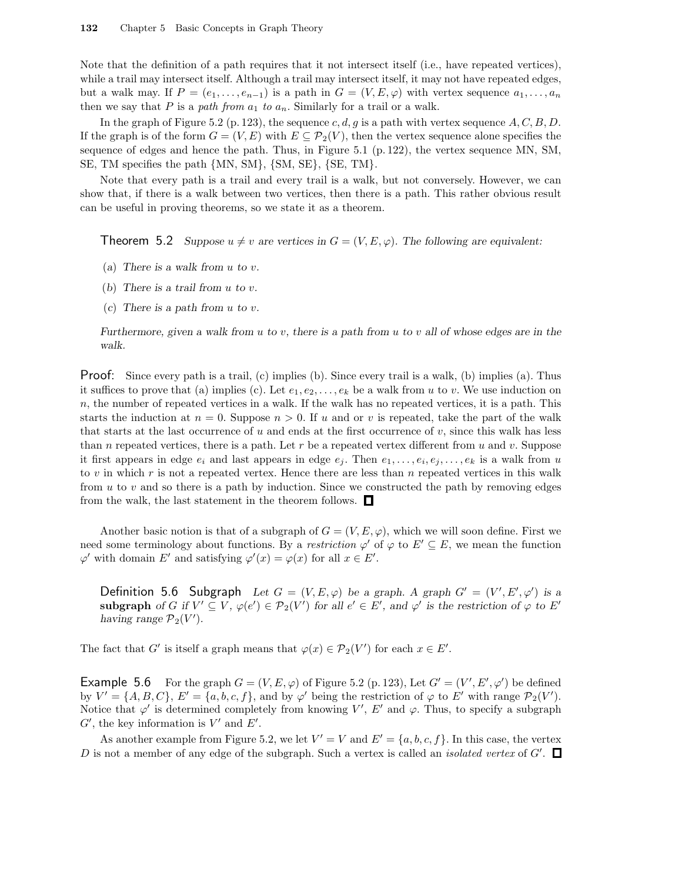Note that the definition of a path requires that it not intersect itself (i.e., have repeated vertices), while a trail may intersect itself. Although a trail may intersect itself, it may not have repeated edges, but a walk may. If $P = (e_1, \ldots, e_{n-1})$ is a path in $G = (V, E, \varphi)$ with vertex sequence $a_1, \ldots, a_n$ then we say that $P$ is a *path from* $a_1$ *to* $a_n$. Similarly for a trail or a walk.

In the graph of Figure 5.2 (p. 123), the sequence $c, d, g$ is a path with vertex sequence $A, C, B, D$. If the graph is of the form $G = (V, E)$ with $E \subseteq \mathcal{P}_2(V)$, then the vertex sequence alone specifies the sequence of edges and hence the path. Thus, in Figure 5.1 (p. 122), the vertex sequence MN, SM, SE, TM specifies the path {MN, SM}, {SM, SE}, {SE, TM}.

Note that every path is a trail and every trail is a walk, but not conversely. However, we can show that, if there is a walk between two vertices, then there is a path. This rather obvious result can be useful in proving theorems, so we state it as a theorem.

**Theorem 5.2** *Suppose $u \neq v$ are vertices in $G = (V, E, \varphi)$. The following are equivalent:*

(a) *There is a walk from $u$ to $v$.*

(b) *There is a trail from $u$ to $v$.*

(c) *There is a path from $u$ to $v$.*

*Furthermore, given a walk from $u$ to $v$, there is a path from $u$ to $v$ all of whose edges are in the walk.*

**Proof:** Since every path is a trail, (c) implies (b). Since every trail is a walk, (b) implies (a). Thus it suffices to prove that (a) implies (c). Let $e_1, e_2, \ldots, e_k$ be a walk from $u$ to $v$. We use induction on $n$, the number of repeated vertices in a walk. If the walk has no repeated vertices, it is a path. This starts the induction at $n = 0$. Suppose $n > 0$. If $u$ and or $v$ is repeated, take the part of the walk that starts at the last occurrence of $u$ and ends at the first occurrence of $v$, since this walk has less than $n$ repeated vertices, there is a path. Let $r$ be a repeated vertex different from $u$ and $v$. Suppose it first appears in edge $e_i$ and last appears in edge $e_j$. Then $e_1, \ldots, e_i, e_j, \ldots, e_k$ is a walk from $u$ to $v$ in which $r$ is not a repeated vertex. Hence there are less than $n$ repeated vertices in this walk from $u$ to $v$ and so there is a path by induction. Since we constructed the path by removing edges from the walk, the last statement in the theorem follows. ■

Another basic notion is that of a subgraph of $G = (V, E, \varphi)$, which we will soon define. First we need some terminology about functions. By a *restriction* $\varphi'$ of $\varphi$ to $E' \subseteq E$, we mean the function $\varphi'$ with domain $E'$ and satisfying $\varphi'(x) = \varphi(x)$ for all $x \in E'$.

**Definition 5.6 Subgraph** *Let $G = (V, E, \varphi)$ be a graph. A graph $G' = (V', E', \varphi')$ is a* **subgraph** *of $G$ if $V' \subseteq V$, $\varphi(e') \in \mathcal{P}_2(V')$ for all $e' \in E'$, and $\varphi'$ is the restriction of $\varphi$ to $E'$ having range $\mathcal{P}_2(V')$.*

The fact that $G'$ is itself a graph means that $\varphi(x) \in \mathcal{P}_2(V')$ for each $x \in E'$.

**Example 5.6** For the graph $G = (V, E, \varphi)$ of Figure 5.2 (p. 123), Let $G' = (V', E', \varphi')$ be defined by $V' = \{A, B, C\}$, $E' = \{a, b, c, f\}$, and by $\varphi'$ being the restriction of $\varphi$ to $E'$ with range $\mathcal{P}_2(V')$. Notice that $\varphi'$ is determined completely from knowing $V'$, $E'$ and $\varphi$. Thus, to specify a subgraph $G'$, the key information is $V'$ and $E'$.

As another example from Figure 5.2, we let $V' = V$ and $E' = \{a, b, c, f\}$. In this case, the vertex $D$ is not a member of any edge of the subgraph. Such a vertex is called an *isolated vertex* of $G'$. ■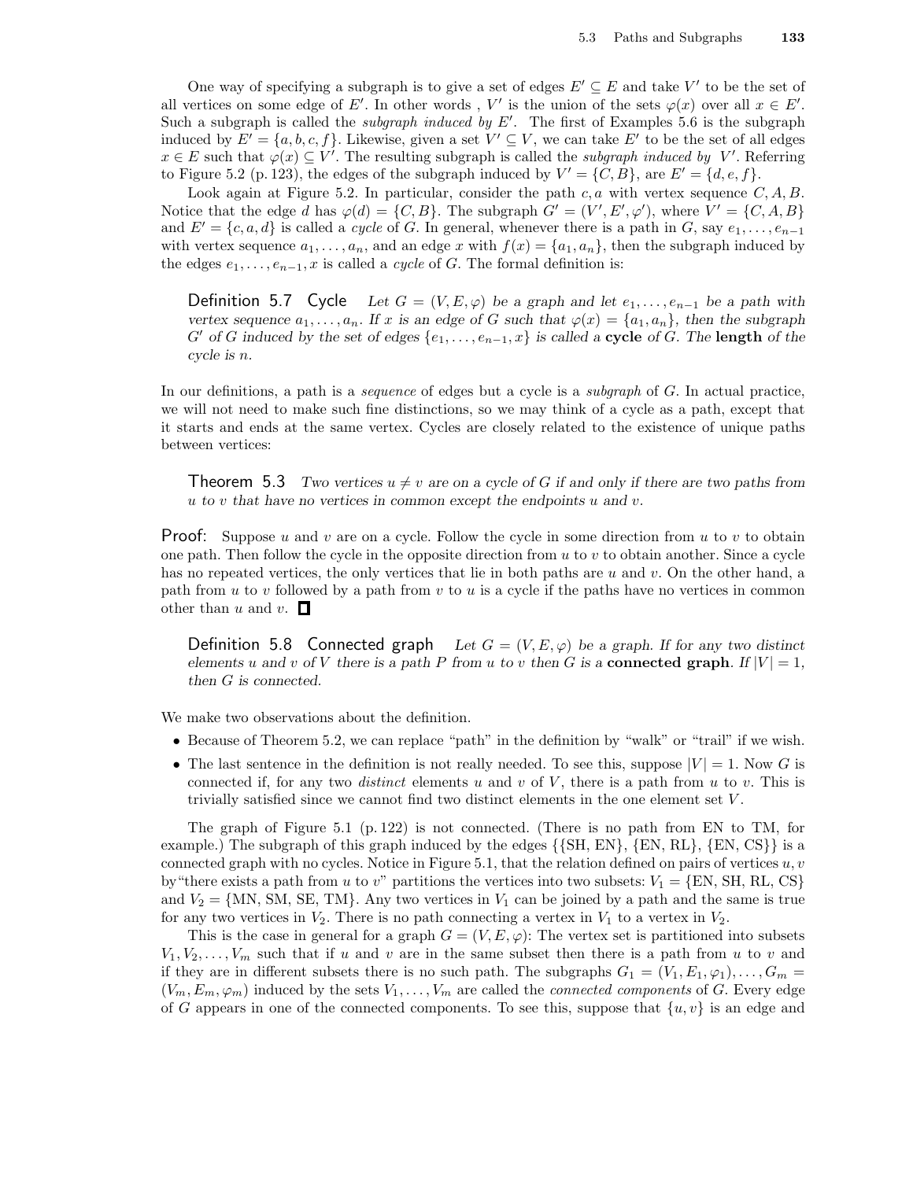One way of specifying a subgraph is to give a set of edges $E' \subseteq E$ and take $V'$ to be the set of all vertices on some edge of $E'$. In other words , $V'$ is the union of the sets $\varphi(x)$ over all $x \in E'$. Such a subgraph is called the *subgraph induced by* $E'$. The first of Examples 5.6 is the subgraph induced by $E' = \{a, b, c, f\}$. Likewise, given a set $V' \subseteq V$, we can take $E'$ to be the set of all edges $x \in E$ such that $\varphi(x) \subseteq V'$. The resulting subgraph is called the *subgraph induced by* $V'$. Referring to Figure 5.2 (p. 123), the edges of the subgraph induced by $V' = \{C, B\}$, are $E' = \{d, e, f\}$.

Look again at Figure 5.2. In particular, consider the path $c, a$ with vertex sequence $C, A, B$. Notice that the edge $d$ has $\varphi(d) = \{C, B\}$. The subgraph $G' = (V', E', \varphi')$, where $V' = \{C, A, B\}$ and $E' = \{c, a, d\}$ is called a *cycle* of $G$. In general, whenever there is a path in $G$, say $e_1, \ldots, e_{n-1}$ with vertex sequence $a_1, \ldots, a_n$, and an edge $x$ with $f(x) = \{a_1, a_n\}$, then the subgraph induced by the edges $e_1, \ldots, e_{n-1}, x$ is called a *cycle* of $G$. The formal definition is:

**Definition 5.7 Cycle** *Let $G = (V, E, \varphi)$ be a graph and let $e_1, \ldots, e_{n-1}$ be a path with vertex sequence $a_1, \ldots, a_n$. If $x$ is an edge of $G$ such that $\varphi(x) = \{a_1, a_n\}$, then the subgraph $G'$ of $G$ induced by the set of edges $\{e_1, \ldots, e_{n-1}, x\}$ is called a* **cycle** *of $G$. The* **length** *of the cycle is $n$.*

In our definitions, a path is a *sequence* of edges but a cycle is a *subgraph* of $G$. In actual practice, we will not need to make such fine distinctions, so we may think of a cycle as a path, except that it starts and ends at the same vertex. Cycles are closely related to the existence of unique paths between vertices:

**Theorem 5.3** *Two vertices $u \neq v$ are on a cycle of $G$ if and only if there are two paths from $u$ to $v$ that have no vertices in common except the endpoints $u$ and $v$.*

**Proof:** Suppose $u$ and $v$ are on a cycle. Follow the cycle in some direction from $u$ to $v$ to obtain one path. Then follow the cycle in the opposite direction from $u$ to $v$ to obtain another. Since a cycle has no repeated vertices, the only vertices that lie in both paths are $u$ and $v$. On the other hand, a path from $u$ to $v$ followed by a path from $v$ to $u$ is a cycle if the paths have no vertices in common other than $u$ and $v$. ∎

**Definition 5.8 Connected graph** *Let $G = (V, E, \varphi)$ be a graph. If for any two distinct elements $u$ and $v$ of $V$ there is a path $P$ from $u$ to $v$ then $G$ is a* **connected graph**. *If $|V| = 1$, then $G$ is connected.*

We make two observations about the definition.

- Because of Theorem 5.2, we can replace "path" in the definition by "walk" or "trail" if we wish.
- The last sentence in the definition is not really needed. To see this, suppose $|V| = 1$. Now $G$ is connected if, for any two *distinct* elements $u$ and $v$ of $V$, there is a path from $u$ to $v$. This is trivially satisfied since we cannot find two distinct elements in the one element set $V$.

The graph of Figure 5.1 (p. 122) is not connected. (There is no path from EN to TM, for example.) The subgraph of this graph induced by the edges {{SH, EN}, {EN, RL}, {EN, CS}} is a connected graph with no cycles. Notice in Figure 5.1, that the relation defined on pairs of vertices $u, v$ by"there exists a path from $u$ to $v$" partitions the vertices into two subsets: $V_1 = \{\text{EN, SH, RL, CS}\}$ and $V_2 = \{\text{MN, SM, SE, TM}\}$. Any two vertices in $V_1$ can be joined by a path and the same is true for any two vertices in $V_2$. There is no path connecting a vertex in $V_1$ to a vertex in $V_2$.

This is the case in general for a graph $G = (V, E, \varphi)$: The vertex set is partitioned into subsets $V_1, V_2, \ldots, V_m$ such that if $u$ and $v$ are in the same subset then there is a path from $u$ to $v$ and if they are in different subsets there is no such path. The subgraphs $G_1 = (V_1, E_1, \varphi_1), \ldots, G_m = (V_m, E_m, \varphi_m)$ induced by the sets $V_1, \ldots, V_m$ are called the *connected components* of $G$. Every edge of $G$ appears in one of the connected components. To see this, suppose that $\{u, v\}$ is an edge and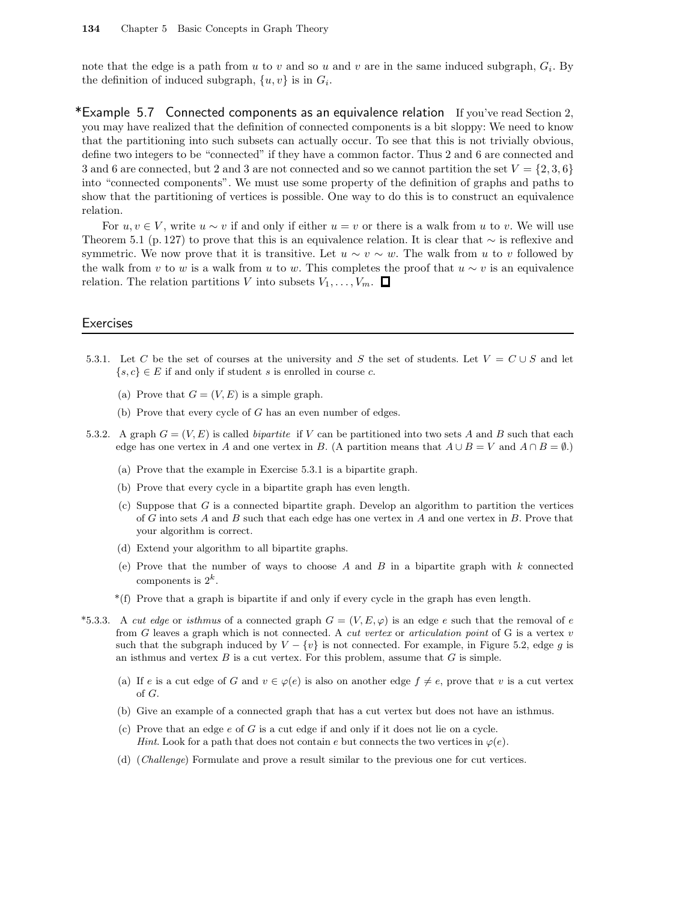note that the edge is a path from $u$ to $v$ and so $u$ and $v$ are in the same induced subgraph, $G_i$. By the definition of induced subgraph, $\{u, v\}$ is in $G_i$.

**\*Example 5.7 Connected components as an equivalence relation** If you've read Section 2, you may have realized that the definition of connected components is a bit sloppy: We need to know that the partitioning into such subsets can actually occur. To see that this is not trivially obvious, define two integers to be "connected" if they have a common factor. Thus 2 and 6 are connected and 3 and 6 are connected, but 2 and 3 are not connected and so we cannot partition the set $V = \{2, 3, 6\}$ into "connected components". We must use some property of the definition of graphs and paths to show that the partitioning of vertices is possible. One way to do this is to construct an equivalence relation.

For $u, v \in V$, write $u \sim v$ if and only if either $u = v$ or there is a walk from $u$ to $v$. We will use Theorem 5.1 (p. 127) to prove that this is an equivalence relation. It is clear that $\sim$ is reflexive and symmetric. We now prove that it is transitive. Let $u \sim v \sim w$. The walk from $u$ to $v$ followed by the walk from $v$ to $w$ is a walk from $u$ to $w$. This completes the proof that $u \sim v$ is an equivalence relation. The relation partitions $V$ into subsets $V_1, \ldots, V_m$. □

## Exercises

5.3.1. Let $C$ be the set of courses at the university and $S$ the set of students. Let $V = C \cup S$ and let $\{s, c\} \in E$ if and only if student $s$ is enrolled in course $c$.

(a) Prove that $G = (V, E)$ is a simple graph.

(b) Prove that every cycle of $G$ has an even number of edges.

5.3.2. A graph $G = (V, E)$ is called *bipartite* if $V$ can be partitioned into two sets $A$ and $B$ such that each edge has one vertex in $A$ and one vertex in $B$. (A partition means that $A \cup B = V$ and $A \cap B = \emptyset$.)

(a) Prove that the example in Exercise 5.3.1 is a bipartite graph.

(b) Prove that every cycle in a bipartite graph has even length.

(c) Suppose that $G$ is a connected bipartite graph. Develop an algorithm to partition the vertices of $G$ into sets $A$ and $B$ such that each edge has one vertex in $A$ and one vertex in $B$. Prove that your algorithm is correct.

(d) Extend your algorithm to all bipartite graphs.

(e) Prove that the number of ways to choose $A$ and $B$ in a bipartite graph with $k$ connected components is $2^k$.

\*(f) Prove that a graph is bipartite if and only if every cycle in the graph has even length.

\*5.3.3. A *cut edge* or *isthmus* of a connected graph $G = (V, E, \varphi)$ is an edge $e$ such that the removal of $e$ from $G$ leaves a graph which is not connected. A *cut vertex* or *articulation point* of G is a vertex $v$ such that the subgraph induced by $V - \{v\}$ is not connected. For example, in Figure 5.2, edge $g$ is an isthmus and vertex $B$ is a cut vertex. For this problem, assume that $G$ is simple.

(a) If $e$ is a cut edge of $G$ and $v \in \varphi(e)$ is also on another edge $f \neq e$, prove that $v$ is a cut vertex of $G$.

(b) Give an example of a connected graph that has a cut vertex but does not have an isthmus.

(c) Prove that an edge $e$ of $G$ is a cut edge if and only if it does not lie on a cycle.
*Hint*. Look for a path that does not contain $e$ but connects the two vertices in $\varphi(e)$.

(d) (*Challenge*) Formulate and prove a result similar to the previous one for cut vertices.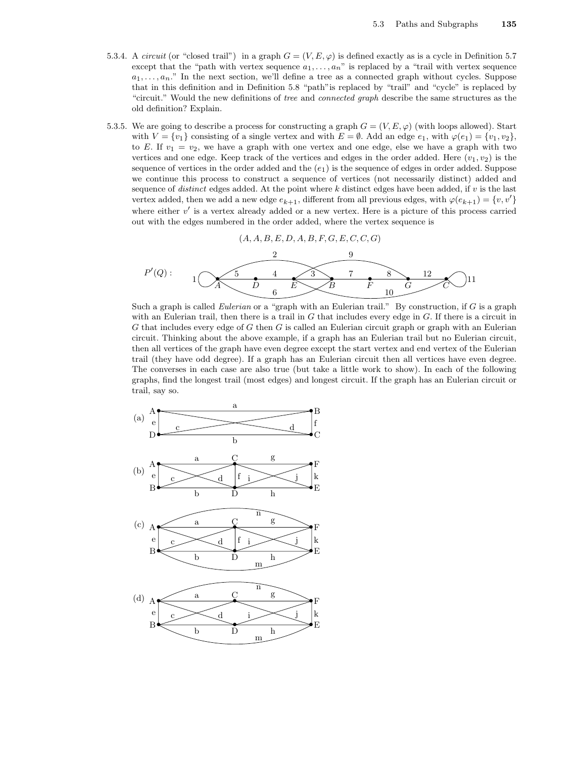5.3.4. A *circuit* (or "closed trail") in a graph $G = (V, E, \varphi)$ is defined exactly as is a cycle in Definition 5.7 except that the "path with vertex sequence $a_1, \ldots, a_n$" is replaced by a "trail with vertex sequence $a_1, \ldots, a_n$." In the next section, we'll define a tree as a connected graph without cycles. Suppose that in this definition and in Definition 5.8 "path" is replaced by "trail" and "cycle" is replaced by "circuit." Would the new definitions of *tree* and *connected graph* describe the same structures as the old definition? Explain.

5.3.5. We are going to describe a process for constructing a graph $G = (V, E, \varphi)$ (with loops allowed). Start with $V = \{v_1\}$ consisting of a single vertex and with $E = \emptyset$. Add an edge $e_1$, with $\varphi(e_1) = \{v_1, v_2\}$, to $E$. If $v_1 = v_2$, we have a graph with one vertex and one edge, else we have a graph with two vertices and one edge. Keep track of the vertices and edges in the order added. Here $(v_1, v_2)$ is the sequence of vertices in the order added and the $(e_1)$ is the sequence of edges in order added. Suppose we continue this process to construct a sequence of vertices (not necessarily distinct) added and sequence of *distinct* edges added. At the point where $k$ distinct edges have been added, if $v$ is the last vertex added, then we add a new edge $e_{k+1}$, different from all previous edges, with $\varphi(e_{k+1}) = \{v, v'\}$ where either $v'$ is a vertex already added or a new vertex. Here is a picture of this process carried out with the edges numbered in the order added, where the vertex sequence is

$$(A, A, B, E, D, A, B, F, G, E, C, C, G)$$

$P'(Q)$ :

1 2 9 5 4 3 7 8 12 11
A D E B F G C
6 10

Such a graph is called *Eulerian* or a "graph with an Eulerian trail." By construction, if $G$ is a graph with an Eulerian trail, then there is a trail in $G$ that includes every edge in $G$. If there is a circuit in $G$ that includes every edge of $G$ then $G$ is called an Eulerian circuit graph or graph with an Eulerian circuit. Thinking about the above example, if a graph has an Eulerian trail but no Eulerian circuit, then all vertices of the graph have even degree except the start vertex and end vertex of the Eulerian trail (they have odd degree). If a graph has an Eulerian circuit then all vertices have even degree. The converses in each case are also true (but take a little work to show). In each of the following graphs, find the longest trail (most edges) and longest circuit. If the graph has an Eulerian circuit or trail, say so.

(a)

A a B
e c d f
D b C

(b)

A a C g F
e c d f i j k
B b D h E

(c)

n
A a C g F
e c d f i j k
B b D h E
m

(d)

n
A a C g F
e c d i j k
B b D h E
m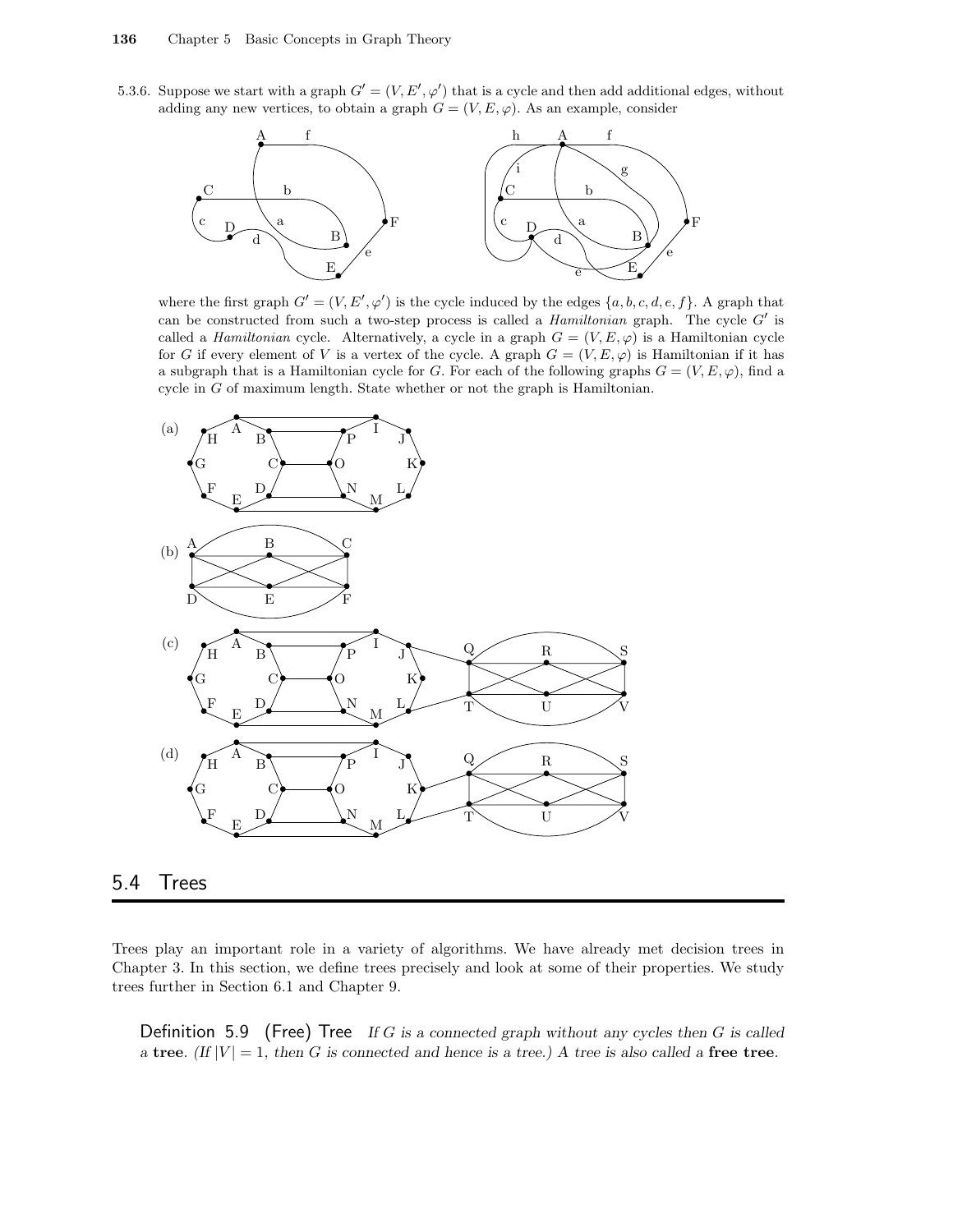5.3.6. Suppose we start with a graph $G' = (V, E', \varphi')$ that is a cycle and then add additional edges, without adding any new vertices, to obtain a graph $G = (V, E, \varphi)$. As an example, consider

where the first graph $G' = (V, E', \varphi')$ is the cycle induced by the edges $\{a, b, c, d, e, f\}$. A graph that can be constructed from such a two-step process is called a *Hamiltonian* graph. The cycle $G'$ is called a *Hamiltonian* cycle. Alternatively, a cycle in a graph $G = (V, E, \varphi)$ is a Hamiltonian cycle for $G$ if every element of $V$ is a vertex of the cycle. A graph $G = (V, E, \varphi)$ is Hamiltonian if it has a subgraph that is a Hamiltonian cycle for $G$. For each of the following graphs $G = (V, E, \varphi)$, find a cycle in $G$ of maximum length. State whether or not the graph is Hamiltonian.

(a)

(b)

(c)

(d)

## 5.4 Trees

Trees play an important role in a variety of algorithms. We have already met decision trees in Chapter 3. In this section, we define trees precisely and look at some of their properties. We study trees further in Section 6.1 and Chapter 9.

**Definition 5.9 (Free) Tree** *If $G$ is a connected graph without any cycles then $G$ is called a* **tree**. *(If $|V| = 1$, then $G$ is connected and hence is a tree.) A tree is also called a* **free tree**.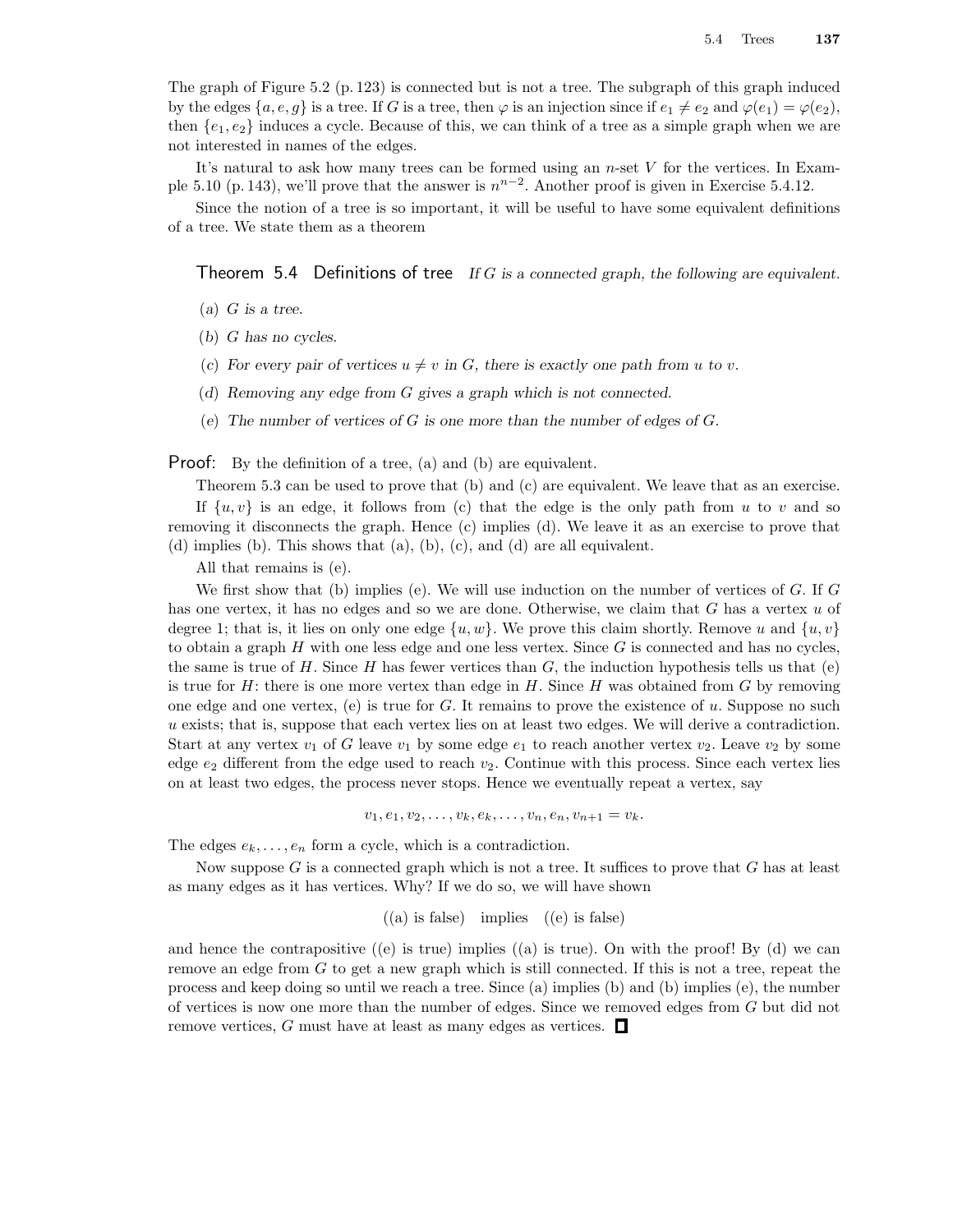The graph of Figure 5.2 (p. 123) is connected but is not a tree. The subgraph of this graph induced by the edges $\{a, e, g\}$ is a tree. If $G$ is a tree, then $\varphi$ is an injection since if $e_1 \neq e_2$ and $\varphi(e_1) = \varphi(e_2)$, then $\{e_1, e_2\}$ induces a cycle. Because of this, we can think of a tree as a simple graph when we are not interested in names of the edges.

It's natural to ask how many trees can be formed using an $n$-set $V$ for the vertices. In Example 5.10 (p. 143), we'll prove that the answer is $n^{n-2}$. Another proof is given in Exercise 5.4.12.

Since the notion of a tree is so important, it will be useful to have some equivalent definitions of a tree. We state them as a theorem

**Theorem 5.4 Definitions of tree** *If $G$ is a connected graph, the following are equivalent.*

(a) *$G$ is a tree.*

(b) *$G$ has no cycles.*

(c) *For every pair of vertices $u \neq v$ in $G$, there is exactly one path from $u$ to $v$.*

(d) *Removing any edge from $G$ gives a graph which is not connected.*

(e) *The number of vertices of $G$ is one more than the number of edges of $G$.*

**Proof:** By the definition of a tree, (a) and (b) are equivalent.

Theorem 5.3 can be used to prove that (b) and (c) are equivalent. We leave that as an exercise.

If $\{u, v\}$ is an edge, it follows from (c) that the edge is the only path from $u$ to $v$ and so removing it disconnects the graph. Hence (c) implies (d). We leave it as an exercise to prove that (d) implies (b). This shows that (a), (b), (c), and (d) are all equivalent.

All that remains is (e).

We first show that (b) implies (e). We will use induction on the number of vertices of $G$. If $G$ has one vertex, it has no edges and so we are done. Otherwise, we claim that $G$ has a vertex $u$ of degree 1; that is, it lies on only one edge $\{u, w\}$. We prove this claim shortly. Remove $u$ and $\{u, v\}$ to obtain a graph $H$ with one less edge and one less vertex. Since $G$ is connected and has no cycles, the same is true of $H$. Since $H$ has fewer vertices than $G$, the induction hypothesis tells us that (e) is true for $H$: there is one more vertex than edge in $H$. Since $H$ was obtained from $G$ by removing one edge and one vertex, (e) is true for $G$. It remains to prove the existence of $u$. Suppose no such $u$ exists; that is, suppose that each vertex lies on at least two edges. We will derive a contradiction. Start at any vertex $v_1$ of $G$ leave $v_1$ by some edge $e_1$ to reach another vertex $v_2$. Leave $v_2$ by some edge $e_2$ different from the edge used to reach $v_2$. Continue with this process. Since each vertex lies on at least two edges, the process never stops. Hence we eventually repeat a vertex, say

$$v_1, e_1, v_2, \ldots, v_k, e_k, \ldots, v_n, e_n, v_{n+1} = v_k.$$

The edges $e_k, \ldots, e_n$ form a cycle, which is a contradiction.

Now suppose $G$ is a connected graph which is not a tree. It suffices to prove that $G$ has at least as many edges as it has vertices. Why? If we do so, we will have shown

$$((\text{a}) \text{ is false}) \quad \text{implies} \quad ((\text{e}) \text{ is false})$$

and hence the contrapositive ((e) is true) implies ((a) is true). On with the proof! By (d) we can remove an edge from $G$ to get a new graph which is still connected. If this is not a tree, repeat the process and keep doing so until we reach a tree. Since (a) implies (b) and (b) implies (e), the number of vertices is now one more than the number of edges. Since we removed edges from $G$ but did not remove vertices, $G$ must have at least as many edges as vertices. ■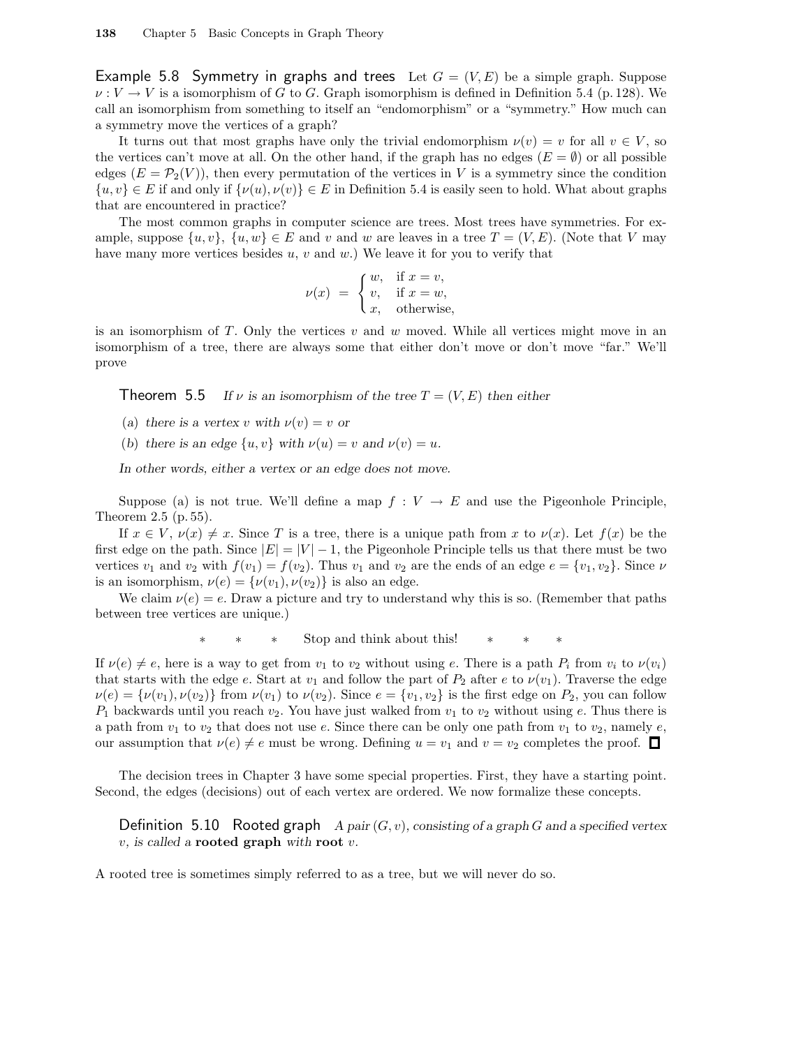**Example 5.8 Symmetry in graphs and trees** Let $G = (V, E)$ be a simple graph. Suppose $\nu : V \to V$ is a isomorphism of $G$ to $G$. Graph isomorphism is defined in Definition 5.4 (p. 128). We call an isomorphism from something to itself an "endomorphism" or a "symmetry." How much can a symmetry move the vertices of a graph?

It turns out that most graphs have only the trivial endomorphism $\nu(v) = v$ for all $v \in V$, so the vertices can't move at all. On the other hand, if the graph has no edges ($E = \emptyset$) or all possible edges ($E = \mathcal{P}_2(V)$), then every permutation of the vertices in $V$ is a symmetry since the condition $\{u, v\} \in E$ if and only if $\{\nu(u), \nu(v)\} \in E$ in Definition 5.4 is easily seen to hold. What about graphs that are encountered in practice?

The most common graphs in computer science are trees. Most trees have symmetries. For example, suppose $\{u, v\}$, $\{u, w\} \in E$ and $v$ and $w$ are leaves in a tree $T = (V, E)$. (Note that $V$ may have many more vertices besides $u$, $v$ and $w$.) We leave it for you to verify that

$$\nu(x) = \begin{cases} w, & \text{if } x = v, \\ v, & \text{if } x = w, \\ x, & \text{otherwise,} \end{cases}$$

is an isomorphism of $T$. Only the vertices $v$ and $w$ moved. While all vertices might move in an isomorphism of a tree, there are always some that either don't move or don't move "far." We'll prove

**Theorem 5.5** *If $\nu$ is an isomorphism of the tree $T = (V, E)$ then either*

(a) *there is a vertex $v$ with $\nu(v) = v$ or*

(b) *there is an edge $\{u, v\}$ with $\nu(u) = v$ and $\nu(v) = u$.*

*In other words, either a vertex or an edge does not move.*

Suppose (a) is not true. We'll define a map $f : V \to E$ and use the Pigeonhole Principle, Theorem 2.5 (p. 55).

If $x \in V$, $\nu(x) \neq x$. Since $T$ is a tree, there is a unique path from $x$ to $\nu(x)$. Let $f(x)$ be the first edge on the path. Since $|E| = |V| - 1$, the Pigeonhole Principle tells us that there must be two vertices $v_1$ and $v_2$ with $f(v_1) = f(v_2)$. Thus $v_1$ and $v_2$ are the ends of an edge $e = \{v_1, v_2\}$. Since $\nu$ is an isomorphism, $\nu(e) = \{\nu(v_1), \nu(v_2)\}$ is also an edge.

We claim $\nu(e) = e$. Draw a picture and try to understand why this is so. (Remember that paths between tree vertices are unique.)

\* \* \* Stop and think about this! \* \* \*

If $\nu(e) \neq e$, here is a way to get from $v_1$ to $v_2$ without using $e$. There is a path $P_i$ from $v_i$ to $\nu(v_i)$ that starts with the edge $e$. Start at $v_1$ and follow the part of $P_2$ after $e$ to $\nu(v_1)$. Traverse the edge $\nu(e) = \{\nu(v_1), \nu(v_2)\}$ from $\nu(v_1)$ to $\nu(v_2)$. Since $e = \{v_1, v_2\}$ is the first edge on $P_2$, you can follow $P_1$ backwards until you reach $v_2$. You have just walked from $v_1$ to $v_2$ without using $e$. Thus there is a path from $v_1$ to $v_2$ that does not use $e$. Since there can be only one path from $v_1$ to $v_2$, namely $e$, our assumption that $\nu(e) \neq e$ must be wrong. Defining $u = v_1$ and $v = v_2$ completes the proof. □

The decision trees in Chapter 3 have some special properties. First, they have a starting point. Second, the edges (decisions) out of each vertex are ordered. We now formalize these concepts.

**Definition 5.10 Rooted graph** *A pair $(G, v)$, consisting of a graph $G$ and a specified vertex $v$, is called a* **rooted graph** *with* **root** *$v$.*

A rooted tree is sometimes simply referred to as a tree, but we will never do so.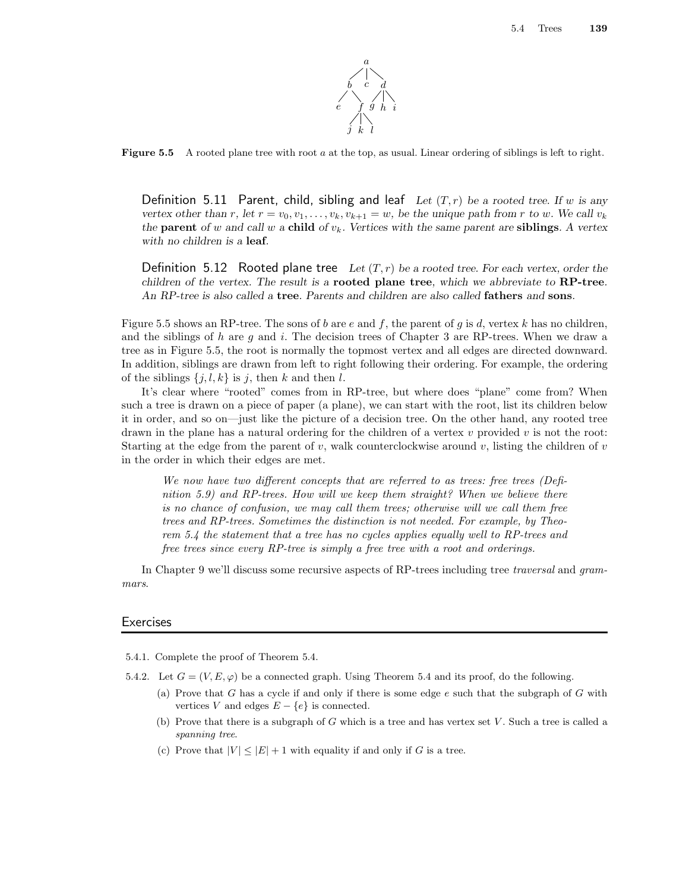a

b c d

e f g h i

j k l

**Figure 5.5** A rooted plane tree with root $a$ at the top, as usual. Linear ordering of siblings is left to right.

**Definition 5.11 Parent, child, sibling and leaf** *Let $(T, r)$ be a rooted tree. If $w$ is any vertex other than $r$, let $r = v_0, v_1, \ldots, v_k, v_{k+1} = w$, be the unique path from $r$ to $w$. We call $v_k$ the* **parent** *of $w$ and call $w$ a* **child** *of $v_k$. Vertices with the same parent are* **siblings**. *A vertex with no children is a* **leaf**.

**Definition 5.12 Rooted plane tree** *Let $(T, r)$ be a rooted tree. For each vertex, order the children of the vertex. The result is a* **rooted plane tree**, *which we abbreviate to* **RP-tree**. *An RP-tree is also called a* **tree**. *Parents and children are also called* **fathers** *and* **sons**.

Figure 5.5 shows an RP-tree. The sons of $b$ are $e$ and $f$, the parent of $g$ is $d$, vertex $k$ has no children, and the siblings of $h$ are $g$ and $i$. The decision trees of Chapter 3 are RP-trees. When we draw a tree as in Figure 5.5, the root is normally the topmost vertex and all edges are directed downward. In addition, siblings are drawn from left to right following their ordering. For example, the ordering of the siblings $\{j, l, k\}$ is $j$, then $k$ and then $l$.

It's clear where "rooted" comes from in RP-tree, but where does "plane" come from? When such a tree is drawn on a piece of paper (a plane), we can start with the root, list its children below it in order, and so on—just like the picture of a decision tree. On the other hand, any rooted tree drawn in the plane has a natural ordering for the children of a vertex $v$ provided $v$ is not the root: Starting at the edge from the parent of $v$, walk counterclockwise around $v$, listing the children of $v$ in the order in which their edges are met.

*We now have two different concepts that are referred to as trees: free trees (Definition 5.9) and RP-trees. How will we keep them straight? When we believe there is no chance of confusion, we may call them trees; otherwise will we call them free trees and RP-trees. Sometimes the distinction is not needed. For example, by Theorem 5.4 the statement that a tree has no cycles applies equally well to RP-trees and free trees since every RP-tree is simply a free tree with a root and orderings.*

In Chapter 9 we'll discuss some recursive aspects of RP-trees including tree *traversal* and *grammars*.

## Exercises

5.4.1. Complete the proof of Theorem 5.4.

5.4.2. Let $G = (V, E, \varphi)$ be a connected graph. Using Theorem 5.4 and its proof, do the following.

(a) Prove that $G$ has a cycle if and only if there is some edge $e$ such that the subgraph of $G$ with vertices $V$ and edges $E - \{e\}$ is connected.

(b) Prove that there is a subgraph of $G$ which is a tree and has vertex set $V$. Such a tree is called a *spanning tree*.

(c) Prove that $|V| \le |E| + 1$ with equality if and only if $G$ is a tree.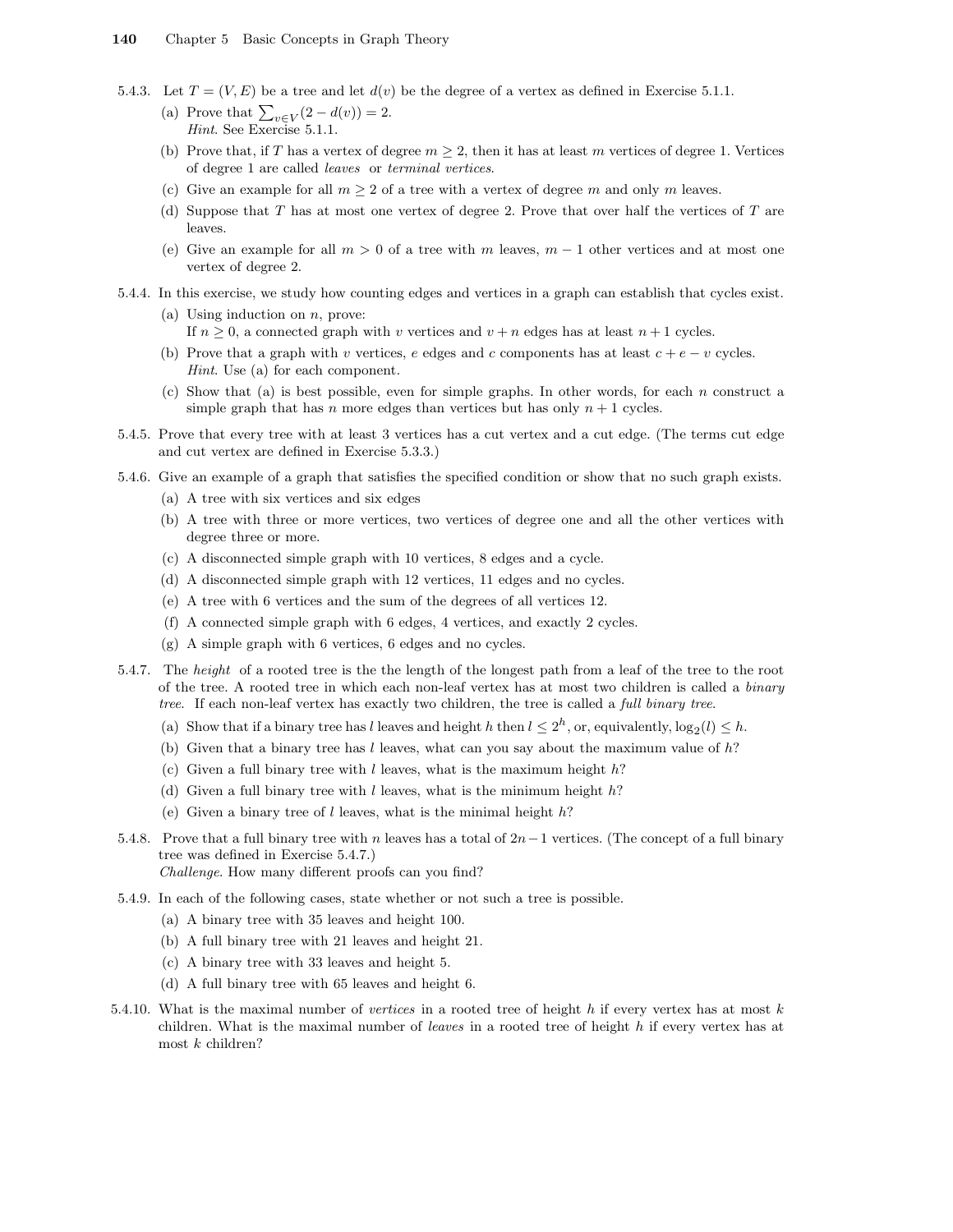5.4.3. Let $T = (V, E)$ be a tree and let $d(v)$ be the degree of a vertex as defined in Exercise 5.1.1.

   (a) Prove that $\sum_{v \in V}(2 - d(v)) = 2$.
   *Hint*. See Exercise 5.1.1.

   (b) Prove that, if $T$ has a vertex of degree $m \geq 2$, then it has at least $m$ vertices of degree 1. Vertices of degree 1 are called *leaves* or *terminal vertices*.

   (c) Give an example for all $m \geq 2$ of a tree with a vertex of degree $m$ and only $m$ leaves.

   (d) Suppose that $T$ has at most one vertex of degree 2. Prove that over half the vertices of $T$ are leaves.

   (e) Give an example for all $m > 0$ of a tree with $m$ leaves, $m - 1$ other vertices and at most one vertex of degree 2.

5.4.4. In this exercise, we study how counting edges and vertices in a graph can establish that cycles exist.

   (a) Using induction on $n$, prove:
   If $n \geq 0$, a connected graph with $v$ vertices and $v + n$ edges has at least $n + 1$ cycles.

   (b) Prove that a graph with $v$ vertices, $e$ edges and $c$ components has at least $c + e - v$ cycles.
   *Hint*. Use (a) for each component.

   (c) Show that (a) is best possible, even for simple graphs. In other words, for each $n$ construct a simple graph that has $n$ more edges than vertices but has only $n + 1$ cycles.

5.4.5. Prove that every tree with at least 3 vertices has a cut vertex and a cut edge. (The terms cut edge and cut vertex are defined in Exercise 5.3.3.)

5.4.6. Give an example of a graph that satisfies the specified condition or show that no such graph exists.

   (a) A tree with six vertices and six edges

   (b) A tree with three or more vertices, two vertices of degree one and all the other vertices with degree three or more.

   (c) A disconnected simple graph with 10 vertices, 8 edges and a cycle.

   (d) A disconnected simple graph with 12 vertices, 11 edges and no cycles.

   (e) A tree with 6 vertices and the sum of the degrees of all vertices 12.

   (f) A connected simple graph with 6 edges, 4 vertices, and exactly 2 cycles.

   (g) A simple graph with 6 vertices, 6 edges and no cycles.

5.4.7. The *height* of a rooted tree is the the length of the longest path from a leaf of the tree to the root of the tree. A rooted tree in which each non-leaf vertex has at most two children is called a *binary tree*. If each non-leaf vertex has exactly two children, the tree is called a *full binary tree*.

   (a) Show that if a binary tree has $l$ leaves and height $h$ then $l \leq 2^h$, or, equivalently, $\log_2(l) \leq h$.

   (b) Given that a binary tree has $l$ leaves, what can you say about the maximum value of $h$?

   (c) Given a full binary tree with $l$ leaves, what is the maximum height $h$?

   (d) Given a full binary tree with $l$ leaves, what is the minimum height $h$?

   (e) Given a binary tree of $l$ leaves, what is the minimal height $h$?

5.4.8. Prove that a full binary tree with $n$ leaves has a total of $2n - 1$ vertices. (The concept of a full binary tree was defined in Exercise 5.4.7.)
*Challenge*. How many different proofs can you find?

5.4.9. In each of the following cases, state whether or not such a tree is possible.

   (a) A binary tree with 35 leaves and height 100.

   (b) A full binary tree with 21 leaves and height 21.

   (c) A binary tree with 33 leaves and height 5.

   (d) A full binary tree with 65 leaves and height 6.

5.4.10. What is the maximal number of *vertices* in a rooted tree of height $h$ if every vertex has at most $k$ children. What is the maximal number of *leaves* in a rooted tree of height $h$ if every vertex has at most $k$ children?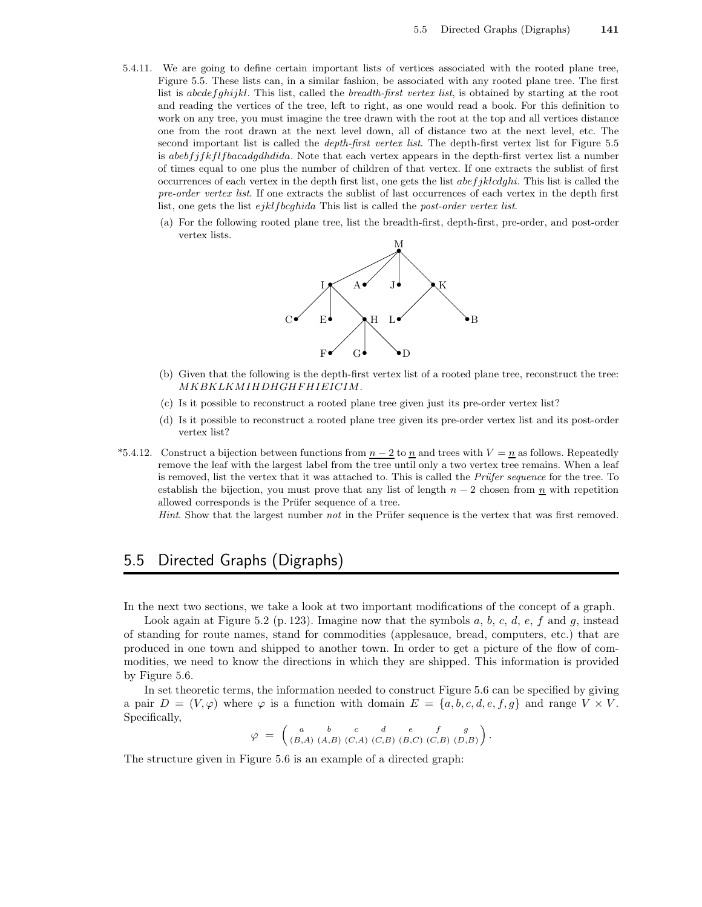5.4.11. We are going to define certain important lists of vertices associated with the rooted plane tree, Figure 5.5. These lists can, in a similar fashion, be associated with any rooted plane tree. The first list is *abcdefghijkl*. This list, called the *breadth-first vertex list*, is obtained by starting at the root and reading the vertices of the tree, left to right, as one would read a book. For this definition to work on any tree, you must imagine the tree drawn with the root at the top and all vertices distance one from the root drawn at the next level down, all of distance two at the next level, etc. The second important list is called the *depth-first vertex list*. The depth-first vertex list for Figure 5.5 is *abebfjfkflfbacadgdhdida*. Note that each vertex appears in the depth-first vertex list a number of times equal to one plus the number of children of that vertex. If one extracts the sublist of first occurrences of each vertex in the depth first list, one gets the list *abefjklcdghi*. This list is called the *pre-order vertex list*. If one extracts the sublist of last occurrences of each vertex in the depth first list, one gets the list *ejklfbcghida* This list is called the *post-order vertex list*.

(a) For the following rooted plane tree, list the breadth-first, depth-first, pre-order, and post-order vertex lists.

M

I A J K

C E H L B

F G D

(b) Given that the following is the depth-first vertex list of a rooted plane tree, reconstruct the tree: *MKBKLKMIHDHGHFHIEICIM*.

(c) Is it possible to reconstruct a rooted plane tree given just its pre-order vertex list?

(d) Is it possible to reconstruct a rooted plane tree given its pre-order vertex list and its post-order vertex list?

*5.4.12. Construct a bijection between functions from $\underline{n-2}$ to $\underline{n}$ and trees with $V = \underline{n}$ as follows. Repeatedly remove the leaf with the largest label from the tree until only a two vertex tree remains. When a leaf is removed, list the vertex that it was attached to. This is called the *Prüfer sequence* for the tree. To establish the bijection, you must prove that any list of length $n-2$ chosen from $\underline{n}$ with repetition allowed corresponds is the Prüfer sequence of a tree.

*Hint*. Show that the largest number *not* in the Prüfer sequence is the vertex that was first removed.

## 5.5 Directed Graphs (Digraphs)

In the next two sections, we take a look at two important modifications of the concept of a graph.

Look again at Figure 5.2 (p. 123). Imagine now that the symbols $a$, $b$, $c$, $d$, $e$, $f$ and $g$, instead of standing for route names, stand for commodities (applesauce, bread, computers, etc.) that are produced in one town and shipped to another town. In order to get a picture of the flow of commodities, we need to know the directions in which they are shipped. This information is provided by Figure 5.6.

In set theoretic terms, the information needed to construct Figure 5.6 can be specified by giving a pair $D = (V, \varphi)$ where $\varphi$ is a function with domain $E = \{a, b, c, d, e, f, g\}$ and range $V \times V$. Specifically,

$$\varphi = \begin{pmatrix} a & b & c & d & e & f & g \\ (B,A) & (A,B) & (C,A) & (C,B) & (B,C) & (C,B) & (D,B) \end{pmatrix}.$$

The structure given in Figure 5.6 is an example of a directed graph: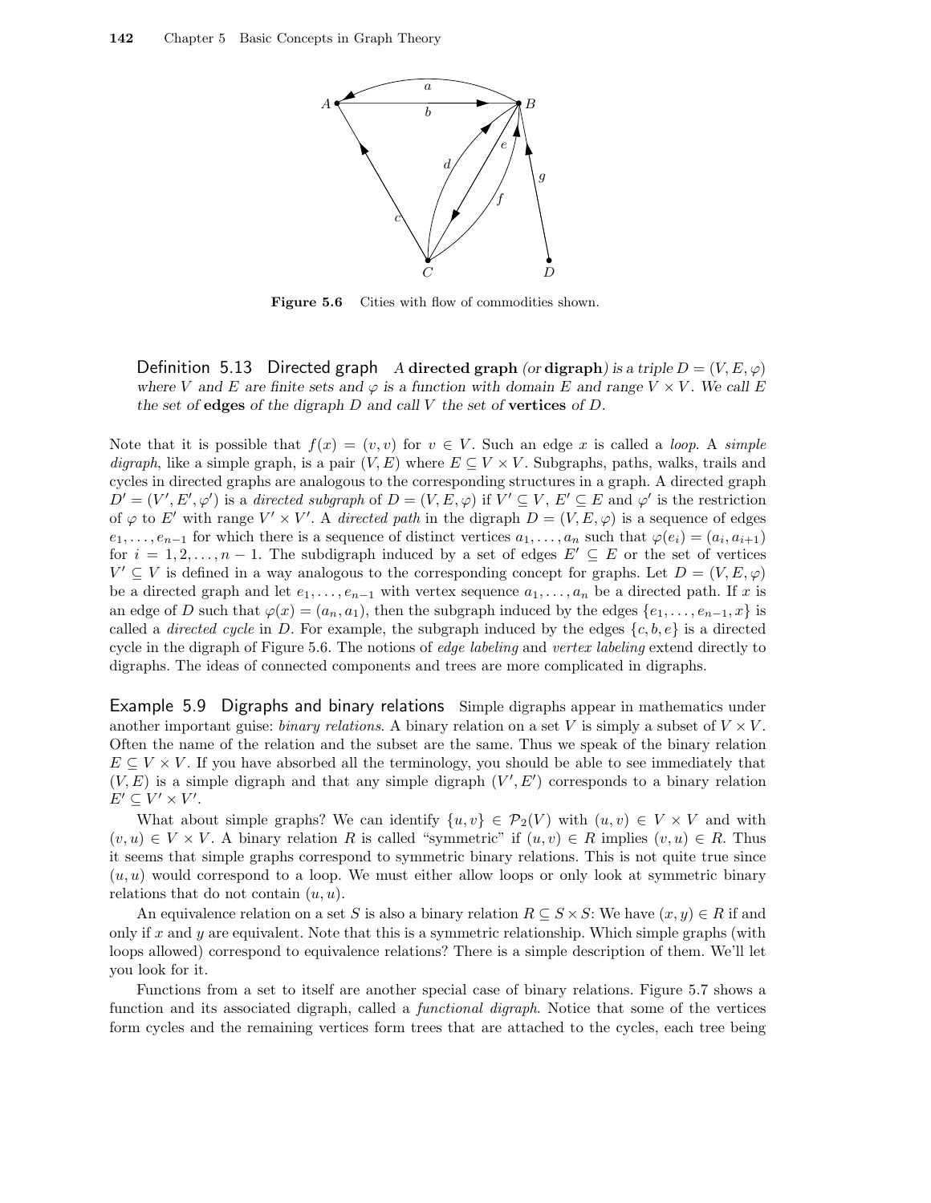A

a

b

B

e

d

g

f

c

C

D

**Figure 5.6** Cities with flow of commodities shown.

**Definition 5.13 Directed graph** *A* **directed graph** *(or* **digraph***) is a triple $D = (V, E, \varphi)$ where $V$ and $E$ are finite sets and $\varphi$ is a function with domain $E$ and range $V \times V$. We call $E$ the set of* **edges** *of the digraph $D$ and call $V$ the set of* **vertices** *of $D$.*

Note that it is possible that $f(x) = (v, v)$ for $v \in V$. Such an edge $x$ is called a *loop*. A *simple digraph*, like a simple graph, is a pair $(V, E)$ where $E \subseteq V \times V$. Subgraphs, paths, walks, trails and cycles in directed graphs are analogous to the corresponding structures in a graph. A directed graph $D' = (V', E', \varphi')$ is a *directed subgraph* of $D = (V, E, \varphi)$ if $V' \subseteq V$, $E' \subseteq E$ and $\varphi'$ is the restriction of $\varphi$ to $E'$ with range $V' \times V'$. A *directed path* in the digraph $D = (V, E, \varphi)$ is a sequence of edges $e_1, \ldots, e_{n-1}$ for which there is a sequence of distinct vertices $a_1, \ldots, a_n$ such that $\varphi(e_i) = (a_i, a_{i+1})$ for $i = 1, 2, \ldots, n-1$. The subdigraph induced by a set of edges $E' \subseteq E$ or the set of vertices $V' \subseteq V$ is defined in a way analogous to the corresponding concept for graphs. Let $D = (V, E, \varphi)$ be a directed graph and let $e_1, \ldots, e_{n-1}$ with vertex sequence $a_1, \ldots, a_n$ be a directed path. If $x$ is an edge of $D$ such that $\varphi(x) = (a_n, a_1)$, then the subgraph induced by the edges $\{e_1, \ldots, e_{n-1}, x\}$ is called a *directed cycle* in $D$. For example, the subgraph induced by the edges $\{c, b, e\}$ is a directed cycle in the digraph of Figure 5.6. The notions of *edge labeling* and *vertex labeling* extend directly to digraphs. The ideas of connected components and trees are more complicated in digraphs.

**Example 5.9 Digraphs and binary relations** Simple digraphs appear in mathematics under another important guise: *binary relations*. A binary relation on a set $V$ is simply a subset of $V \times V$. Often the name of the relation and the subset are the same. Thus we speak of the binary relation $E \subseteq V \times V$. If you have absorbed all the terminology, you should be able to see immediately that $(V, E)$ is a simple digraph and that any simple digraph $(V', E')$ corresponds to a binary relation $E' \subseteq V' \times V'$.

What about simple graphs? We can identify $\{u, v\} \in \mathcal{P}_2(V)$ with $(u, v) \in V \times V$ and with $(v, u) \in V \times V$. A binary relation $R$ is called "symmetric" if $(u, v) \in R$ implies $(v, u) \in R$. Thus it seems that simple graphs correspond to symmetric binary relations. This is not quite true since $(u, u)$ would correspond to a loop. We must either allow loops or only look at symmetric binary relations that do not contain $(u, u)$.

An equivalence relation on a set $S$ is also a binary relation $R \subseteq S \times S$: We have $(x, y) \in R$ if and only if $x$ and $y$ are equivalent. Note that this is a symmetric relationship. Which simple graphs (with loops allowed) correspond to equivalence relations? There is a simple description of them. We'll let you look for it.

Functions from a set to itself are another special case of binary relations. Figure 5.7 shows a function and its associated digraph, called a *functional digraph*. Notice that some of the vertices form cycles and the remaining vertices form trees that are attached to the cycles, each tree being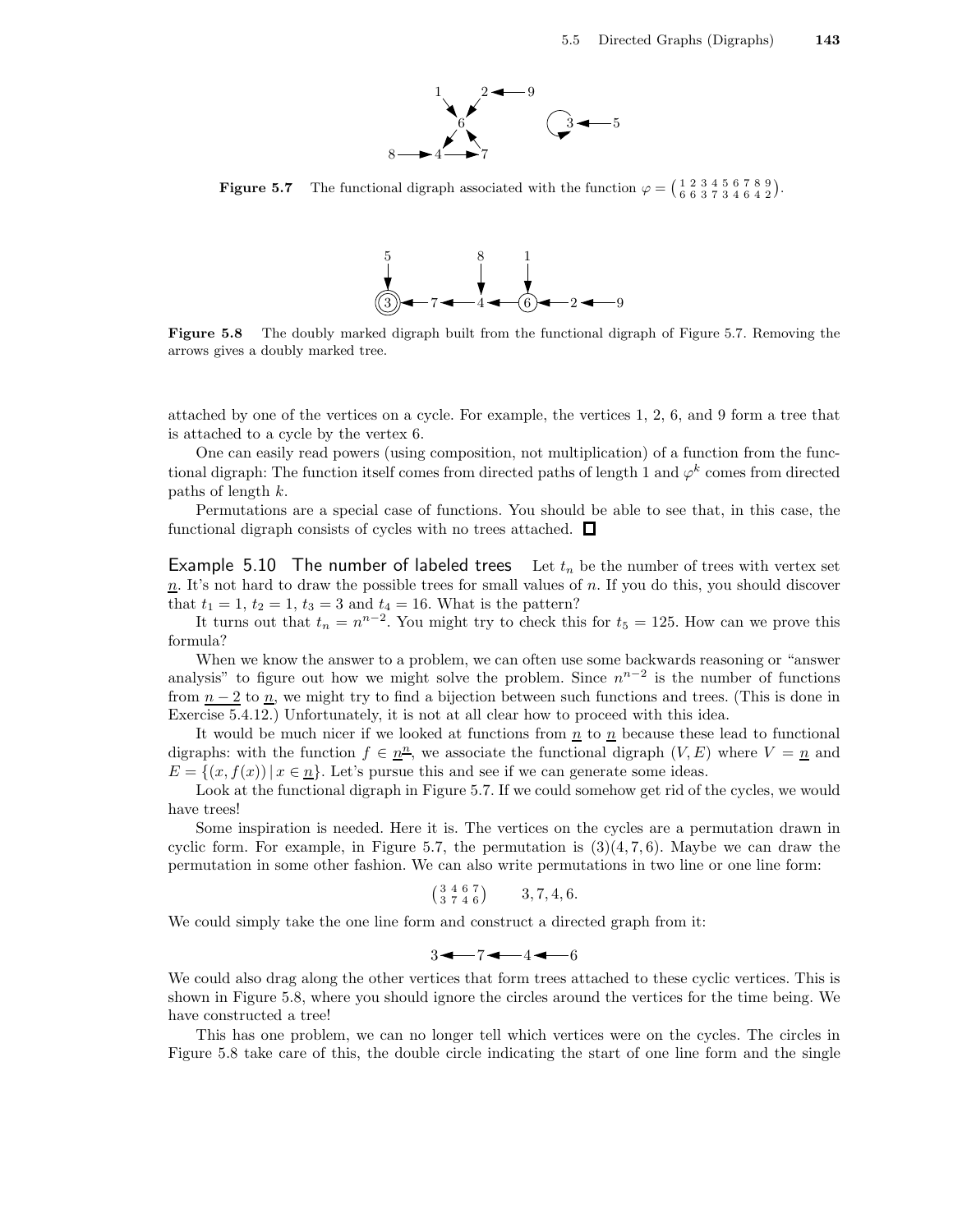1 2 9
6 3 5
8 4 7

**Figure 5.7** The functional digraph associated with the function $\varphi = \left(\begin{smallmatrix} 1 & 2 & 3 & 4 & 5 & 6 & 7 & 8 & 9 \\ 6 & 6 & 3 & 7 & 3 & 4 & 6 & 4 & 2 \end{smallmatrix}\right)$.

5 8 1
3 7 4 6 2 9

**Figure 5.8** The doubly marked digraph built from the functional digraph of Figure 5.7. Removing the arrows gives a doubly marked tree.

attached by one of the vertices on a cycle. For example, the vertices 1, 2, 6, and 9 form a tree that is attached to a cycle by the vertex 6.

One can easily read powers (using composition, not multiplication) of a function from the functional digraph: The function itself comes from directed paths of length 1 and $\varphi^k$ comes from directed paths of length $k$.

Permutations are a special case of functions. You should be able to see that, in this case, the functional digraph consists of cycles with no trees attached. □

**Example 5.10 The number of labeled trees** Let $t_n$ be the number of trees with vertex set $\underline{n}$. It's not hard to draw the possible trees for small values of $n$. If you do this, you should discover that $t_1 = 1$, $t_2 = 1$, $t_3 = 3$ and $t_4 = 16$. What is the pattern?

It turns out that $t_n = n^{n-2}$. You might try to check this for $t_5 = 125$. How can we prove this formula?

When we know the answer to a problem, we can often use some backwards reasoning or "answer analysis" to figure out how we might solve the problem. Since $n^{n-2}$ is the number of functions from $\underline{n-2}$ to $\underline{n}$, we might try to find a bijection between such functions and trees. (This is done in Exercise 5.4.12.) Unfortunately, it is not at all clear how to proceed with this idea.

It would be much nicer if we looked at functions from $\underline{n}$ to $\underline{n}$ because these lead to functional digraphs: with the function $f \in \underline{n}^{\underline{n}}$, we associate the functional digraph $(V, E)$ where $V = \underline{n}$ and $E = \{(x, f(x)) \,|\, x \in \underline{n}\}$. Let's pursue this and see if we can generate some ideas.

Look at the functional digraph in Figure 5.7. If we could somehow get rid of the cycles, we would have trees!

Some inspiration is needed. Here it is. The vertices on the cycles are a permutation drawn in cyclic form. For example, in Figure 5.7, the permutation is $(3)(4, 7, 6)$. Maybe we can draw the permutation in some other fashion. We can also write permutations in two line or one line form:

$$\left(\begin{smallmatrix} 3 & 4 & 6 & 7 \\ 3 & 7 & 4 & 6 \end{smallmatrix}\right) \qquad 3, 7, 4, 6.$$

We could simply take the one line form and construct a directed graph from it:

$$3 \longleftarrow 7 \longleftarrow 4 \longleftarrow 6$$

We could also drag along the other vertices that form trees attached to these cyclic vertices. This is shown in Figure 5.8, where you should ignore the circles around the vertices for the time being. We have constructed a tree!

This has one problem, we can no longer tell which vertices were on the cycles. The circles in Figure 5.8 take care of this, the double circle indicating the start of one line form and the single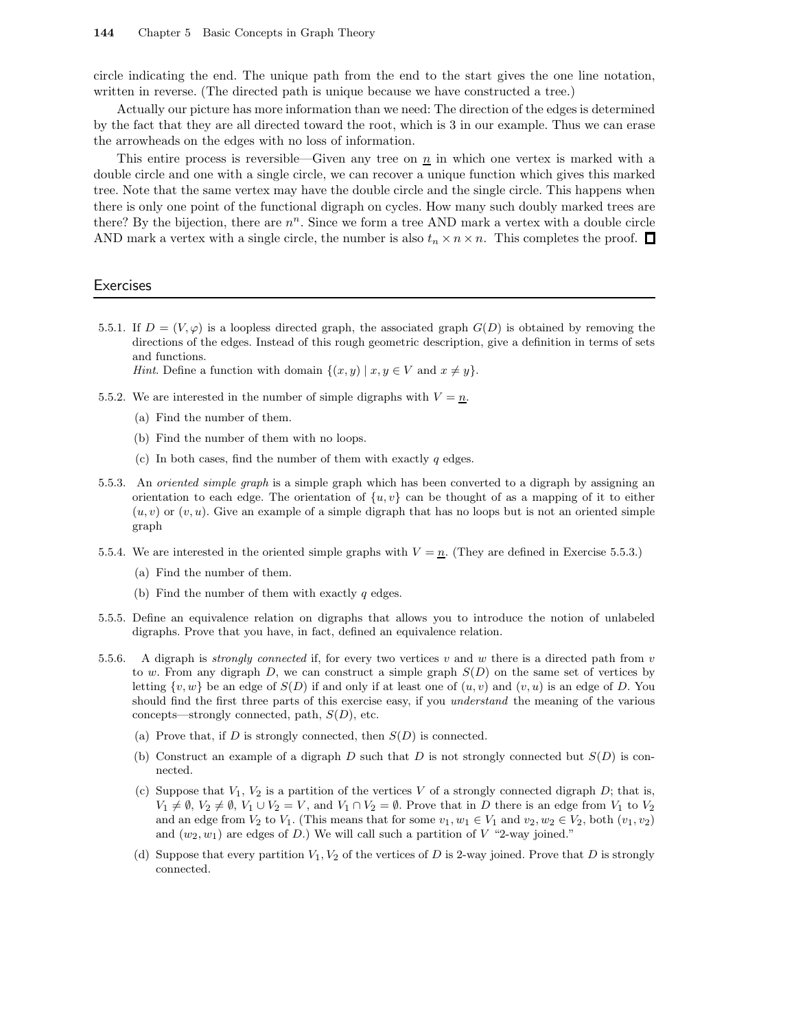circle indicating the end. The unique path from the end to the start gives the one line notation, written in reverse. (The directed path is unique because we have constructed a tree.)

Actually our picture has more information than we need: The direction of the edges is determined by the fact that they are all directed toward the root, which is 3 in our example. Thus we can erase the arrowheads on the edges with no loss of information.

This entire process is reversible—Given any tree on $\underline{n}$ in which one vertex is marked with a double circle and one with a single circle, we can recover a unique function which gives this marked tree. Note that the same vertex may have the double circle and the single circle. This happens when there is only one point of the functional digraph on cycles. How many such doubly marked trees are there? By the bijection, there are $n^n$. Since we form a tree AND mark a vertex with a double circle AND mark a vertex with a single circle, the number is also $t_n \times n \times n$. This completes the proof. ☐

## Exercises

5.5.1. If $D = (V, \varphi)$ is a loopless directed graph, the associated graph $G(D)$ is obtained by removing the directions of the edges. Instead of this rough geometric description, give a definition in terms of sets and functions.
*Hint*. Define a function with domain $\{(x, y) \mid x, y \in V \text{ and } x \neq y\}$.

5.5.2. We are interested in the number of simple digraphs with $V = \underline{n}$.

(a) Find the number of them.

(b) Find the number of them with no loops.

(c) In both cases, find the number of them with exactly $q$ edges.

5.5.3. An *oriented simple graph* is a simple graph which has been converted to a digraph by assigning an orientation to each edge. The orientation of $\{u, v\}$ can be thought of as a mapping of it to either $(u, v)$ or $(v, u)$. Give an example of a simple digraph that has no loops but is not an oriented simple graph

5.5.4. We are interested in the oriented simple graphs with $V = \underline{n}$. (They are defined in Exercise 5.5.3.)

(a) Find the number of them.

(b) Find the number of them with exactly $q$ edges.

5.5.5. Define an equivalence relation on digraphs that allows you to introduce the notion of unlabeled digraphs. Prove that you have, in fact, defined an equivalence relation.

5.5.6. A digraph is *strongly connected* if, for every two vertices $v$ and $w$ there is a directed path from $v$ to $w$. From any digraph $D$, we can construct a simple graph $S(D)$ on the same set of vertices by letting $\{v, w\}$ be an edge of $S(D)$ if and only if at least one of $(u, v)$ and $(v, u)$ is an edge of $D$. You should find the first three parts of this exercise easy, if you *understand* the meaning of the various concepts—strongly connected, path, $S(D)$, etc.

(a) Prove that, if $D$ is strongly connected, then $S(D)$ is connected.

(b) Construct an example of a digraph $D$ such that $D$ is not strongly connected but $S(D)$ is connected.

(c) Suppose that $V_1$, $V_2$ is a partition of the vertices $V$ of a strongly connected digraph $D$; that is, $V_1 \neq \emptyset$, $V_2 \neq \emptyset$, $V_1 \cup V_2 = V$, and $V_1 \cap V_2 = \emptyset$. Prove that in $D$ there is an edge from $V_1$ to $V_2$ and an edge from $V_2$ to $V_1$. (This means that for some $v_1, w_1 \in V_1$ and $v_2, w_2 \in V_2$, both $(v_1, v_2)$ and $(w_2, w_1)$ are edges of $D$.) We will call such a partition of $V$ "2-way joined."

(d) Suppose that every partition $V_1, V_2$ of the vertices of $D$ is 2-way joined. Prove that $D$ is strongly connected.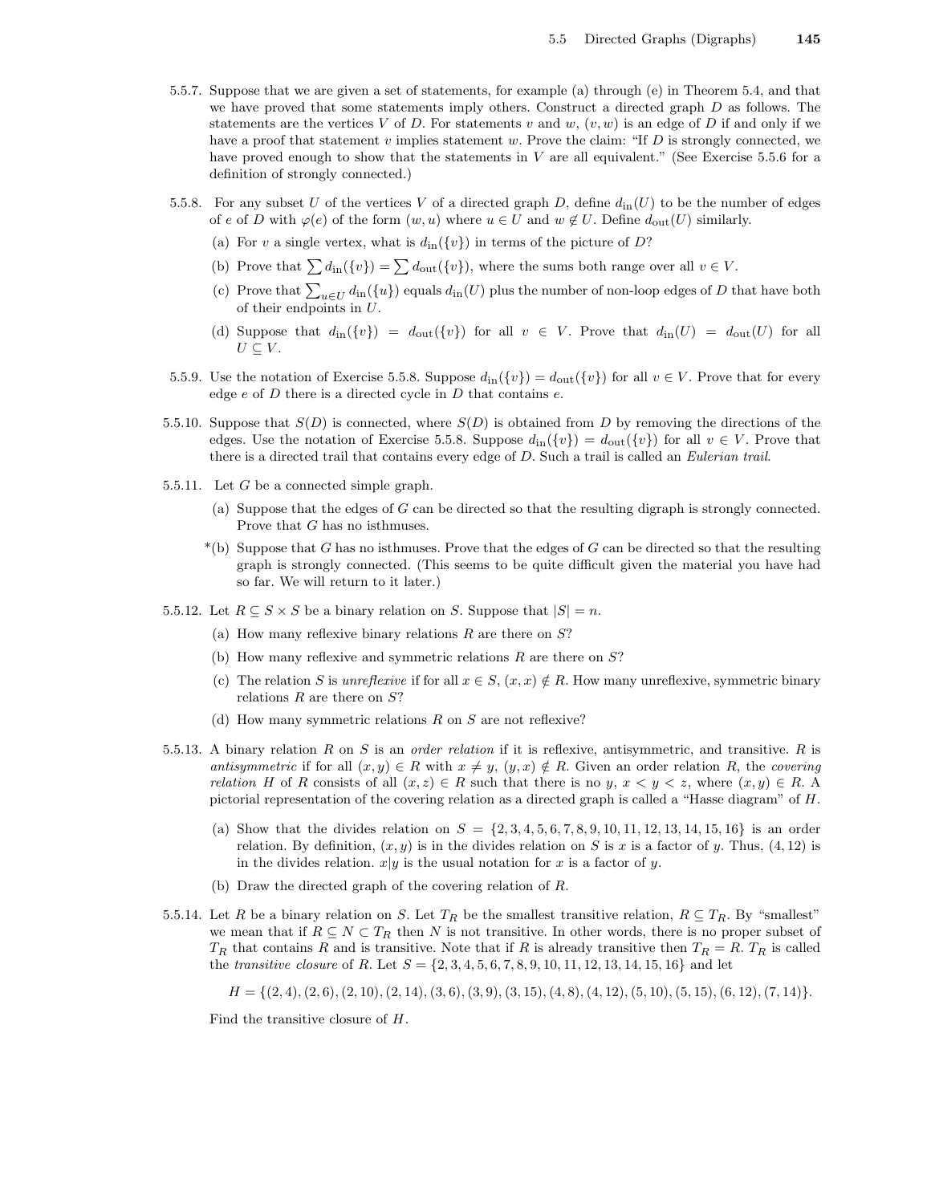5.5.7. Suppose that we are given a set of statements, for example (a) through (e) in Theorem 5.4, and that we have proved that some statements imply others. Construct a directed graph $D$ as follows. The statements are the vertices $V$ of $D$. For statements $v$ and $w$, $(v, w)$ is an edge of $D$ if and only if we have a proof that statement $v$ implies statement $w$. Prove the claim: "If $D$ is strongly connected, we have proved enough to show that the statements in $V$ are all equivalent." (See Exercise 5.5.6 for a definition of strongly connected.)

5.5.8. For any subset $U$ of the vertices $V$ of a directed graph $D$, define $d_{\text{in}}(U)$ to be the number of edges of $e$ of $D$ with $\varphi(e)$ of the form $(w, u)$ where $u \in U$ and $w \notin U$. Define $d_{\text{out}}(U)$ similarly.

(a) For $v$ a single vertex, what is $d_{\text{in}}(\{v\})$ in terms of the picture of $D$?

(b) Prove that $\sum d_{\text{in}}(\{v\}) = \sum d_{\text{out}}(\{v\})$, where the sums both range over all $v \in V$.

(c) Prove that $\sum_{u \in U} d_{\text{in}}(\{u\})$ equals $d_{\text{in}}(U)$ plus the number of non-loop edges of $D$ that have both of their endpoints in $U$.

(d) Suppose that $d_{\text{in}}(\{v\}) = d_{\text{out}}(\{v\})$ for all $v \in V$. Prove that $d_{\text{in}}(U) = d_{\text{out}}(U)$ for all $U \subseteq V$.

5.5.9. Use the notation of Exercise 5.5.8. Suppose $d_{\text{in}}(\{v\}) = d_{\text{out}}(\{v\})$ for all $v \in V$. Prove that for every edge $e$ of $D$ there is a directed cycle in $D$ that contains $e$.

5.5.10. Suppose that $S(D)$ is connected, where $S(D)$ is obtained from $D$ by removing the directions of the edges. Use the notation of Exercise 5.5.8. Suppose $d_{\text{in}}(\{v\}) = d_{\text{out}}(\{v\})$ for all $v \in V$. Prove that there is a directed trail that contains every edge of $D$. Such a trail is called an *Eulerian trail*.

5.5.11. Let $G$ be a connected simple graph.

(a) Suppose that the edges of $G$ can be directed so that the resulting digraph is strongly connected. Prove that $G$ has no isthmuses.

*(b) Suppose that $G$ has no isthmuses. Prove that the edges of $G$ can be directed so that the resulting graph is strongly connected. (This seems to be quite difficult given the material you have had so far. We will return to it later.)

5.5.12. Let $R \subseteq S \times S$ be a binary relation on $S$. Suppose that $|S| = n$.

(a) How many reflexive binary relations $R$ are there on $S$?

(b) How many reflexive and symmetric relations $R$ are there on $S$?

(c) The relation $S$ is *unreflexive* if for all $x \in S$, $(x, x) \notin R$. How many unreflexive, symmetric binary relations $R$ are there on $S$?

(d) How many symmetric relations $R$ on $S$ are not reflexive?

5.5.13. A binary relation $R$ on $S$ is an *order relation* if it is reflexive, antisymmetric, and transitive. $R$ is *antisymmetric* if for all $(x, y) \in R$ with $x \neq y$, $(y, x) \notin R$. Given an order relation $R$, the *covering relation* $H$ of $R$ consists of all $(x, z) \in R$ such that there is no $y$, $x < y < z$, where $(x, y) \in R$. A pictorial representation of the covering relation as a directed graph is called a "Hasse diagram" of $H$.

(a) Show that the divides relation on $S = \{2, 3, 4, 5, 6, 7, 8, 9, 10, 11, 12, 13, 14, 15, 16\}$ is an order relation. By definition, $(x, y)$ is in the divides relation on $S$ is $x$ is a factor of $y$. Thus, $(4, 12)$ is in the divides relation. $x|y$ is the usual notation for $x$ is a factor of $y$.

(b) Draw the directed graph of the covering relation of $R$.

5.5.14. Let $R$ be a binary relation on $S$. Let $T_R$ be the smallest transitive relation, $R \subseteq T_R$. By "smallest" we mean that if $R \subseteq N \subset T_R$ then $N$ is not transitive. In other words, there is no proper subset of $T_R$ that contains $R$ and is transitive. Note that if $R$ is already transitive then $T_R = R$. $T_R$ is called the *transitive closure* of $R$. Let $S = \{2, 3, 4, 5, 6, 7, 8, 9, 10, 11, 12, 13, 14, 15, 16\}$ and let

$$H = \{(2, 4), (2, 6), (2, 10), (2, 14), (3, 6), (3, 9), (3, 15), (4, 8), (4, 12), (5, 10), (5, 15), (6, 12), (7, 14)\}.$$

Find the transitive closure of $H$.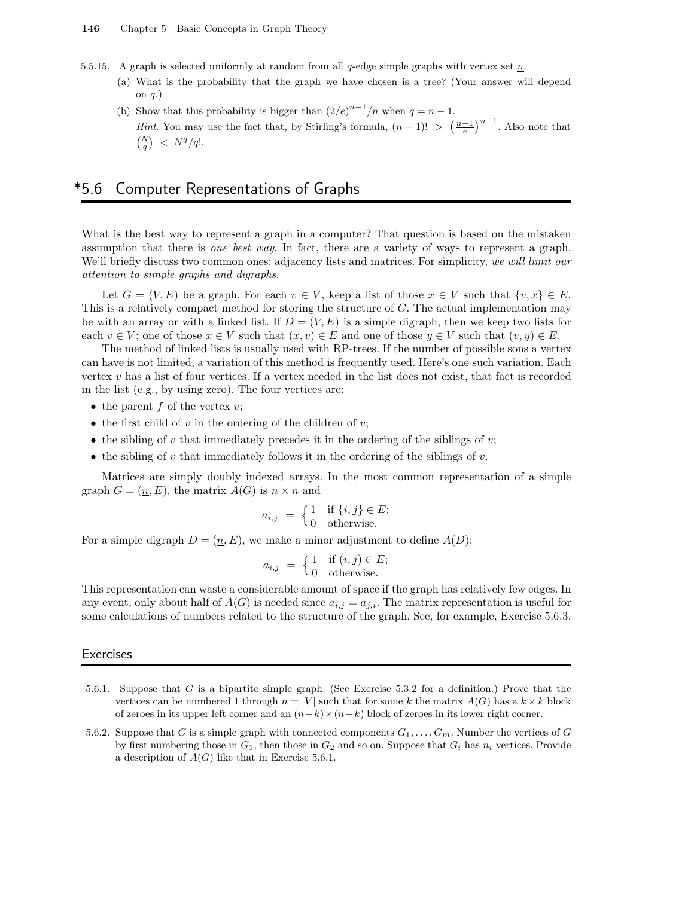5.5.15. A graph is selected uniformly at random from all $q$-edge simple graphs with vertex set $\underline{n}$.

(a) What is the probability that the graph we have chosen is a tree? (Your answer will depend on $q$.)

(b) Show that this probability is bigger than $(2/e)^{n-1}/n$ when $q = n-1$.
*Hint*. You may use the fact that, by Stirling's formula, $(n-1)! > \left(\frac{n-1}{e}\right)^{n-1}$. Also note that $\binom{N}{q} < N^q/q!$.

## *5.6 Computer Representations of Graphs

What is the best way to represent a graph in a computer? That question is based on the mistaken assumption that there is *one best way*. In fact, there are a variety of ways to represent a graph. We'll briefly discuss two common ones: adjacency lists and matrices. For simplicity, *we will limit our attention to simple graphs and digraphs*.

Let $G = (V, E)$ be a graph. For each $v \in V$, keep a list of those $x \in V$ such that $\{v, x\} \in E$. This is a relatively compact method for storing the structure of $G$. The actual implementation may be with an array or with a linked list. If $D = (V, E)$ is a simple digraph, then we keep two lists for each $v \in V$; one of those $x \in V$ such that $(x, v) \in E$ and one of those $y \in V$ such that $(v, y) \in E$.

The method of linked lists is usually used with RP-trees. If the number of possible sons a vertex can have is not limited, a variation of this method is frequently used. Here's one such variation. Each vertex $v$ has a list of four vertices. If a vertex needed in the list does not exist, that fact is recorded in the list (e.g., by using zero). The four vertices are:

- the parent $f$ of the vertex $v$;
- the first child of $v$ in the ordering of the children of $v$;
- the sibling of $v$ that immediately precedes it in the ordering of the siblings of $v$;
- the sibling of $v$ that immediately follows it in the ordering of the siblings of $v$.

Matrices are simply doubly indexed arrays. In the most common representation of a simple graph $G = (\underline{n}, E)$, the matrix $A(G)$ is $n \times n$ and

$$a_{i,j} = \begin{cases} 1 & \text{if } \{i,j\} \in E; \\ 0 & \text{otherwise.} \end{cases}$$

For a simple digraph $D = (\underline{n}, E)$, we make a minor adjustment to define $A(D)$:

$$a_{i,j} = \begin{cases} 1 & \text{if } (i,j) \in E; \\ 0 & \text{otherwise.} \end{cases}$$

This representation can waste a considerable amount of space if the graph has relatively few edges. In any event, only about half of $A(G)$ is needed since $a_{i,j} = a_{j,i}$. The matrix representation is useful for some calculations of numbers related to the structure of the graph. See, for example, Exercise 5.6.3.

### Exercises

5.6.1. Suppose that $G$ is a bipartite simple graph. (See Exercise 5.3.2 for a definition.) Prove that the vertices can be numbered 1 through $n = |V|$ such that for some $k$ the matrix $A(G)$ has a $k \times k$ block of zeroes in its upper left corner and an $(n-k) \times (n-k)$ block of zeroes in its lower right corner.

5.6.2. Suppose that $G$ is a simple graph with connected components $G_1, \ldots, G_m$. Number the vertices of $G$ by first numbering those in $G_1$, then those in $G_2$ and so on. Suppose that $G_i$ has $n_i$ vertices. Provide a description of $A(G)$ like that in Exercise 5.6.1.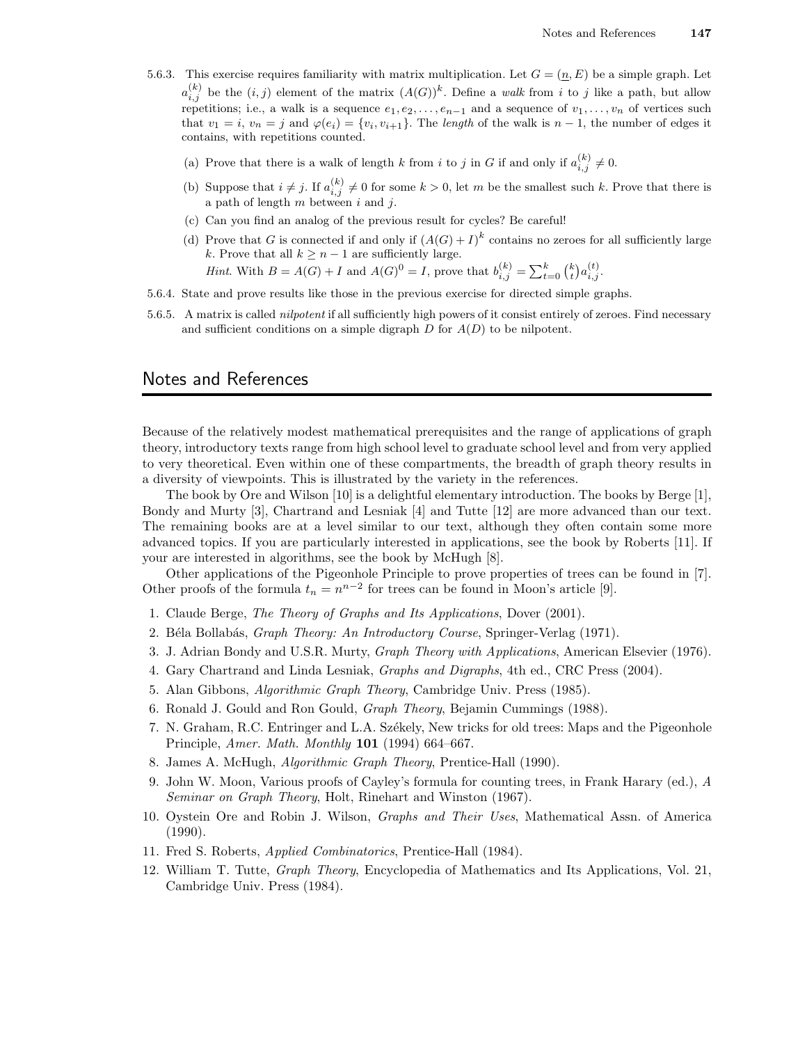5.6.3. This exercise requires familiarity with matrix multiplication. Let $G = (\underline{n}, E)$ be a simple graph. Let $a_{i,j}^{(k)}$ be the $(i,j)$ element of the matrix $(A(G))^k$. Define a *walk* from $i$ to $j$ like a path, but allow repetitions; i.e., a walk is a sequence $e_1, e_2, \ldots, e_{n-1}$ and a sequence of $v_1, \ldots, v_n$ of vertices such that $v_1 = i$, $v_n = j$ and $\varphi(e_i) = \{v_i, v_{i+1}\}$. The *length* of the walk is $n - 1$, the number of edges it contains, with repetitions counted.

   (a) Prove that there is a walk of length $k$ from $i$ to $j$ in $G$ if and only if $a_{i,j}^{(k)} \neq 0$.

   (b) Suppose that $i \neq j$. If $a_{i,j}^{(k)} \neq 0$ for some $k > 0$, let $m$ be the smallest such $k$. Prove that there is a path of length $m$ between $i$ and $j$.

   (c) Can you find an analog of the previous result for cycles? Be careful!

   (d) Prove that $G$ is connected if and only if $(A(G) + I)^k$ contains no zeroes for all sufficiently large $k$. Prove that all $k \geq n - 1$ are sufficiently large.
   *Hint*. With $B = A(G) + I$ and $A(G)^0 = I$, prove that $b_{i,j}^{(k)} = \sum_{t=0}^{k} \binom{k}{t} a_{i,j}^{(t)}$.

5.6.4. State and prove results like those in the previous exercise for directed simple graphs.

5.6.5. A matrix is called *nilpotent* if all sufficiently high powers of it consist entirely of zeroes. Find necessary and sufficient conditions on a simple digraph $D$ for $A(D)$ to be nilpotent.

## Notes and References

Because of the relatively modest mathematical prerequisites and the range of applications of graph theory, introductory texts range from high school level to graduate school level and from very applied to very theoretical. Even within one of these compartments, the breadth of graph theory results in a diversity of viewpoints. This is illustrated by the variety in the references.

The book by Ore and Wilson [10] is a delightful elementary introduction. The books by Berge [1], Bondy and Murty [3], Chartrand and Lesniak [4] and Tutte [12] are more advanced than our text. The remaining books are at a level similar to our text, although they often contain some more advanced topics. If you are particularly interested in applications, see the book by Roberts [11]. If your are interested in algorithms, see the book by McHugh [8].

Other applications of the Pigeonhole Principle to prove properties of trees can be found in [7]. Other proofs of the formula $t_n = n^{n-2}$ for trees can be found in Moon's article [9].

1. Claude Berge, *The Theory of Graphs and Its Applications*, Dover (2001).
2. Béla Bollabás, *Graph Theory: An Introductory Course*, Springer-Verlag (1971).
3. J. Adrian Bondy and U.S.R. Murty, *Graph Theory with Applications*, American Elsevier (1976).
4. Gary Chartrand and Linda Lesniak, *Graphs and Digraphs*, 4th ed., CRC Press (2004).
5. Alan Gibbons, *Algorithmic Graph Theory*, Cambridge Univ. Press (1985).
6. Ronald J. Gould and Ron Gould, *Graph Theory*, Bejamin Cummings (1988).
7. N. Graham, R.C. Entringer and L.A. Székely, New tricks for old trees: Maps and the Pigeonhole Principle, *Amer. Math. Monthly* **101** (1994) 664–667.
8. James A. McHugh, *Algorithmic Graph Theory*, Prentice-Hall (1990).
9. John W. Moon, Various proofs of Cayley's formula for counting trees, in Frank Harary (ed.), *A Seminar on Graph Theory*, Holt, Rinehart and Winston (1967).
10. Oystein Ore and Robin J. Wilson, *Graphs and Their Uses*, Mathematical Assn. of America (1990).
11. Fred S. Roberts, *Applied Combinatorics*, Prentice-Hall (1984).
12. William T. Tutte, *Graph Theory*, Encyclopedia of Mathematics and Its Applications, Vol. 21, Cambridge Univ. Press (1984).